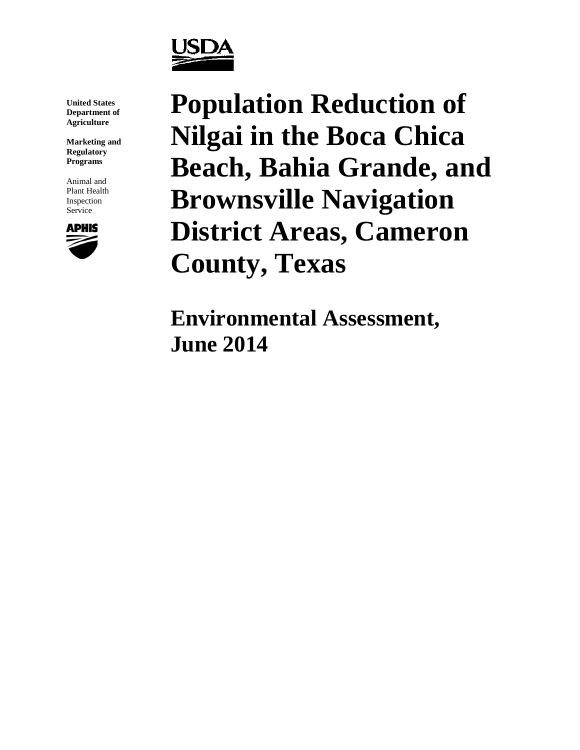United States Department of Agriculture

Marketing and Regulatory Programs

Animal and Plant Health Inspection Service

# Population Reduction of Nilgai in the Boca Chica Beach, Bahia Grande, and Brownsville Navigation District Areas, Cameron County, Texas

## Environmental Assessment, June 2014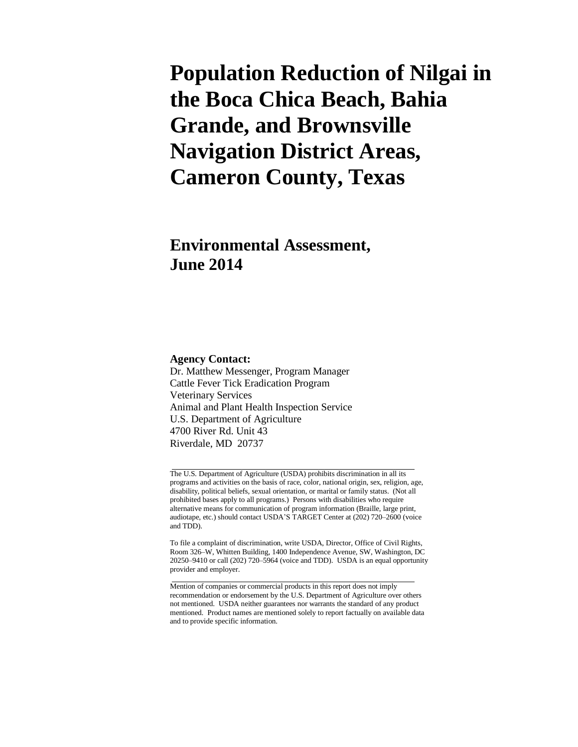# Population Reduction of Nilgai in the Boca Chica Beach, Bahia Grande, and Brownsville Navigation District Areas, Cameron County, Texas

## Environmental Assessment, June 2014

**Agency Contact:**
Dr. Matthew Messenger, Program Manager
Cattle Fever Tick Eradication Program
Veterinary Services
Animal and Plant Health Inspection Service
U.S. Department of Agriculture
4700 River Rd. Unit 43
Riverdale, MD 20737

---

The U.S. Department of Agriculture (USDA) prohibits discrimination in all its programs and activities on the basis of race, color, national origin, sex, religion, age, disability, political beliefs, sexual orientation, or marital or family status. (Not all prohibited bases apply to all programs.) Persons with disabilities who require alternative means for communication of program information (Braille, large print, audiotape, etc.) should contact USDA'S TARGET Center at (202) 720–2600 (voice and TDD).

To file a complaint of discrimination, write USDA, Director, Office of Civil Rights, Room 326–W, Whitten Building, 1400 Independence Avenue, SW, Washington, DC 20250–9410 or call (202) 720–5964 (voice and TDD). USDA is an equal opportunity provider and employer.

---

Mention of companies or commercial products in this report does not imply recommendation or endorsement by the U.S. Department of Agriculture over others not mentioned. USDA neither guarantees nor warrants the standard of any product mentioned. Product names are mentioned solely to report factually on available data and to provide specific information.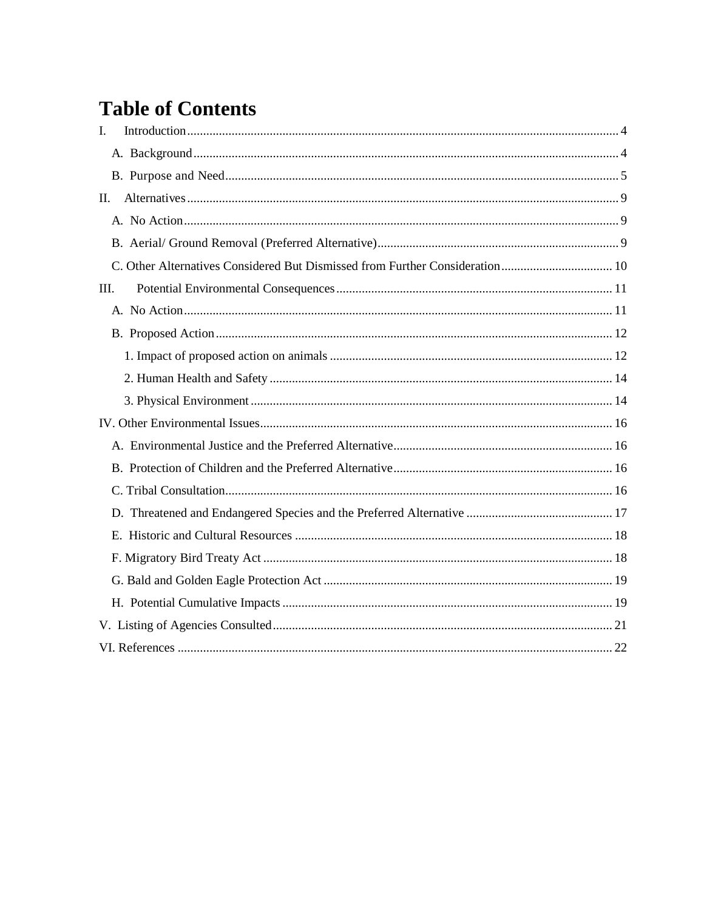# Table of Contents

I. Introduction ........................................................................................................................ 4

A. Background ..................................................................................................................... 4

B. Purpose and Need ........................................................................................................... 5

II. Alternatives ....................................................................................................................... 9

A. No Action ........................................................................................................................ 9

B. Aerial/ Ground Removal (Preferred Alternative) ............................................................ 9

C. Other Alternatives Considered But Dismissed from Further Consideration ................... 10

III. Potential Environmental Consequences ....................................................................... 11

A. No Action ...................................................................................................................... 11

B. Proposed Action ............................................................................................................ 12

1. Impact of proposed action on animals ........................................................................ 12

2. Human Health and Safety ........................................................................................... 14

3. Physical Environment ................................................................................................. 14

IV. Other Environmental Issues .............................................................................................. 16

A. Environmental Justice and the Preferred Alternative ..................................................... 16

B. Protection of Children and the Preferred Alternative ..................................................... 16

C. Tribal Consultation ......................................................................................................... 16

D. Threatened and Endangered Species and the Preferred Alternative .............................. 17

E. Historic and Cultural Resources ................................................................................... 18

F. Migratory Bird Treaty Act ............................................................................................. 18

G. Bald and Golden Eagle Protection Act .......................................................................... 19

H. Potential Cumulative Impacts ....................................................................................... 19

V. Listing of Agencies Consulted .......................................................................................... 21

VI. References ........................................................................................................................ 22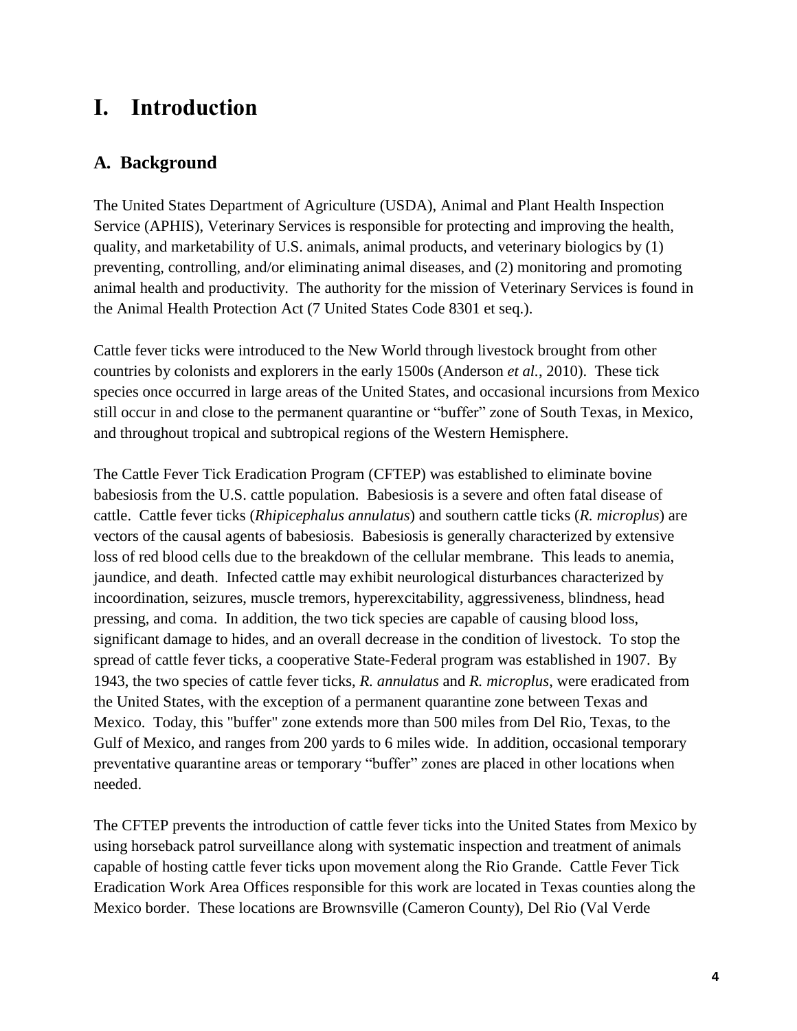# I. Introduction

## A. Background

The United States Department of Agriculture (USDA), Animal and Plant Health Inspection Service (APHIS), Veterinary Services is responsible for protecting and improving the health, quality, and marketability of U.S. animals, animal products, and veterinary biologics by (1) preventing, controlling, and/or eliminating animal diseases, and (2) monitoring and promoting animal health and productivity. The authority for the mission of Veterinary Services is found in the Animal Health Protection Act (7 United States Code 8301 et seq.).

Cattle fever ticks were introduced to the New World through livestock brought from other countries by colonists and explorers in the early 1500s (Anderson *et al.*, 2010). These tick species once occurred in large areas of the United States, and occasional incursions from Mexico still occur in and close to the permanent quarantine or "buffer" zone of South Texas, in Mexico, and throughout tropical and subtropical regions of the Western Hemisphere.

The Cattle Fever Tick Eradication Program (CFTEP) was established to eliminate bovine babesiosis from the U.S. cattle population. Babesiosis is a severe and often fatal disease of cattle. Cattle fever ticks (*Rhipicephalus annulatus*) and southern cattle ticks (*R. microplus*) are vectors of the causal agents of babesiosis. Babesiosis is generally characterized by extensive loss of red blood cells due to the breakdown of the cellular membrane. This leads to anemia, jaundice, and death. Infected cattle may exhibit neurological disturbances characterized by incoordination, seizures, muscle tremors, hyperexcitability, aggressiveness, blindness, head pressing, and coma. In addition, the two tick species are capable of causing blood loss, significant damage to hides, and an overall decrease in the condition of livestock. To stop the spread of cattle fever ticks, a cooperative State-Federal program was established in 1907. By 1943, the two species of cattle fever ticks, *R. annulatus* and *R. microplus*, were eradicated from the United States, with the exception of a permanent quarantine zone between Texas and Mexico. Today, this "buffer" zone extends more than 500 miles from Del Rio, Texas, to the Gulf of Mexico, and ranges from 200 yards to 6 miles wide. In addition, occasional temporary preventative quarantine areas or temporary "buffer" zones are placed in other locations when needed.

The CFTEP prevents the introduction of cattle fever ticks into the United States from Mexico by using horseback patrol surveillance along with systematic inspection and treatment of animals capable of hosting cattle fever ticks upon movement along the Rio Grande. Cattle Fever Tick Eradication Work Area Offices responsible for this work are located in Texas counties along the Mexico border. These locations are Brownsville (Cameron County), Del Rio (Val Verde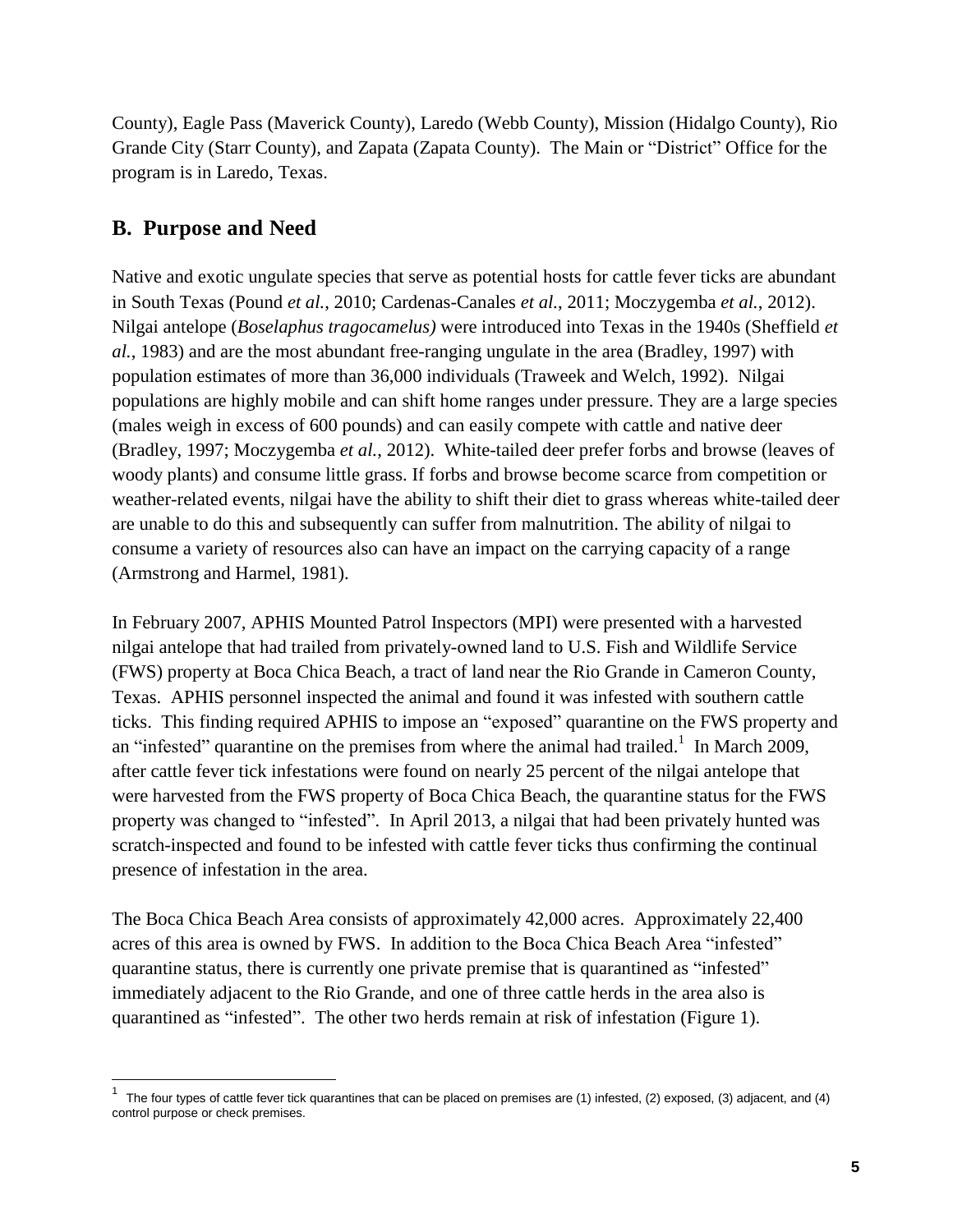County), Eagle Pass (Maverick County), Laredo (Webb County), Mission (Hidalgo County), Rio Grande City (Starr County), and Zapata (Zapata County). The Main or "District" Office for the program is in Laredo, Texas.

## B. Purpose and Need

Native and exotic ungulate species that serve as potential hosts for cattle fever ticks are abundant in South Texas (Pound *et al.*, 2010; Cardenas-Canales *et al.*, 2011; Moczygemba *et al.*, 2012). Nilgai antelope (*Boselaphus tragocamelus)* were introduced into Texas in the 1940s (Sheffield *et al.*, 1983) and are the most abundant free-ranging ungulate in the area (Bradley, 1997) with population estimates of more than 36,000 individuals (Traweek and Welch, 1992). Nilgai populations are highly mobile and can shift home ranges under pressure. They are a large species (males weigh in excess of 600 pounds) and can easily compete with cattle and native deer (Bradley, 1997; Moczygemba *et al.*, 2012). White-tailed deer prefer forbs and browse (leaves of woody plants) and consume little grass. If forbs and browse become scarce from competition or weather-related events, nilgai have the ability to shift their diet to grass whereas white-tailed deer are unable to do this and subsequently can suffer from malnutrition. The ability of nilgai to consume a variety of resources also can have an impact on the carrying capacity of a range (Armstrong and Harmel, 1981).

In February 2007, APHIS Mounted Patrol Inspectors (MPI) were presented with a harvested nilgai antelope that had trailed from privately-owned land to U.S. Fish and Wildlife Service (FWS) property at Boca Chica Beach, a tract of land near the Rio Grande in Cameron County, Texas. APHIS personnel inspected the animal and found it was infested with southern cattle ticks. This finding required APHIS to impose an "exposed" quarantine on the FWS property and an "infested" quarantine on the premises from where the animal had trailed.[1] In March 2009, after cattle fever tick infestations were found on nearly 25 percent of the nilgai antelope that were harvested from the FWS property of Boca Chica Beach, the quarantine status for the FWS property was changed to "infested". In April 2013, a nilgai that had been privately hunted was scratch-inspected and found to be infested with cattle fever ticks thus confirming the continual presence of infestation in the area.

The Boca Chica Beach Area consists of approximately 42,000 acres. Approximately 22,400 acres of this area is owned by FWS. In addition to the Boca Chica Beach Area "infested" quarantine status, there is currently one private premise that is quarantined as "infested" immediately adjacent to the Rio Grande, and one of three cattle herds in the area also is quarantined as "infested". The other two herds remain at risk of infestation (Figure 1).

---

[1] The four types of cattle fever tick quarantines that can be placed on premises are (1) infested, (2) exposed, (3) adjacent, and (4) control purpose or check premises.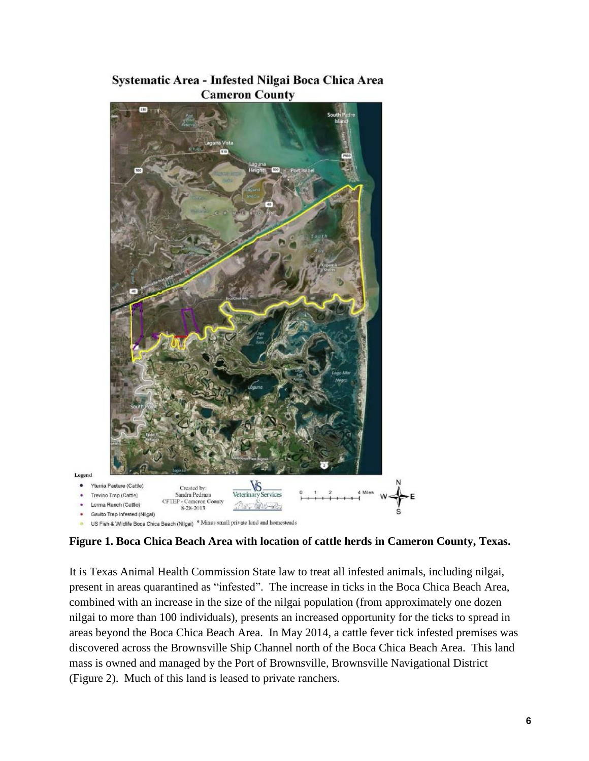**Figure 1. Boca Chica Beach Area with location of cattle herds in Cameron County, Texas.**

It is Texas Animal Health Commission State law to treat all infested animals, including nilgai, present in areas quarantined as "infested". The increase in ticks in the Boca Chica Beach Area, combined with an increase in the size of the nilgai population (from approximately one dozen nilgai to more than 100 individuals), presents an increased opportunity for the ticks to spread in areas beyond the Boca Chica Beach Area. In May 2014, a cattle fever tick infested premises was discovered across the Brownsville Ship Channel north of the Boca Chica Beach Area. This land mass is owned and managed by the Port of Brownsville, Brownsville Navigational District (Figure 2). Much of this land is leased to private ranchers.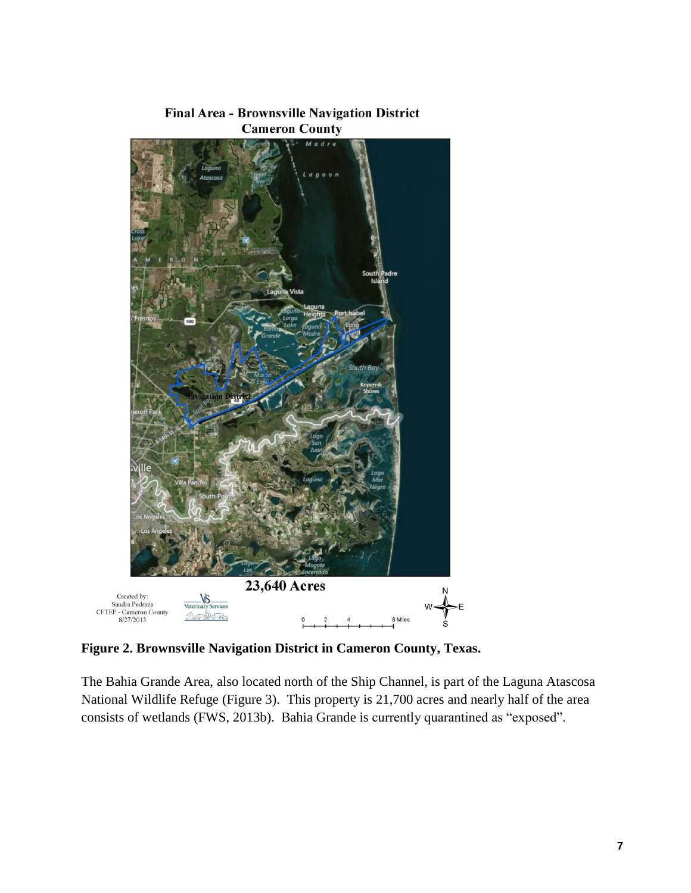**Figure 2. Brownsville Navigation District in Cameron County, Texas.**

The Bahia Grande Area, also located north of the Ship Channel, is part of the Laguna Atascosa National Wildlife Refuge (Figure 3). This property is 21,700 acres and nearly half of the area consists of wetlands (FWS, 2013b). Bahia Grande is currently quarantined as "exposed".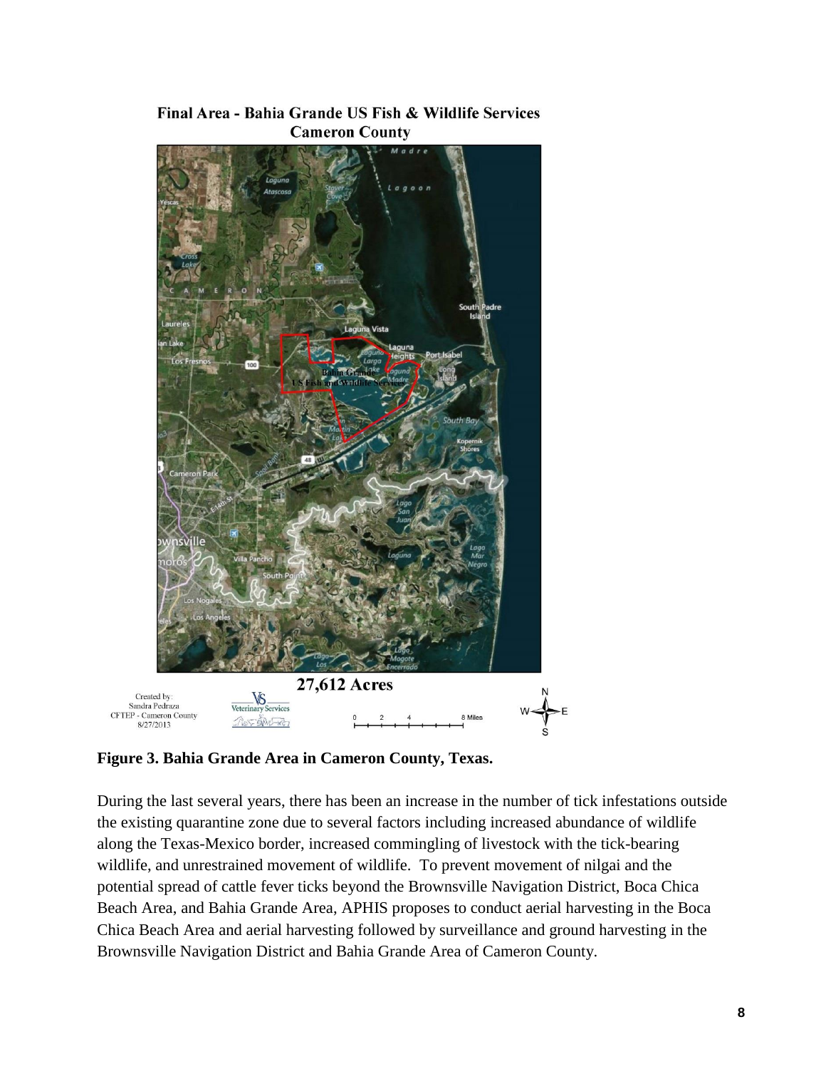Final Area - Bahia Grande US Fish & Wildlife Services
Cameron County

27,612 Acres

Created by:
Sandra Pedraza
CFTEP - Cameron County
8/27/2013

**Figure 3. Bahia Grande Area in Cameron County, Texas.**

During the last several years, there has been an increase in the number of tick infestations outside the existing quarantine zone due to several factors including increased abundance of wildlife along the Texas-Mexico border, increased commingling of livestock with the tick-bearing wildlife, and unrestrained movement of wildlife. To prevent movement of nilgai and the potential spread of cattle fever ticks beyond the Brownsville Navigation District, Boca Chica Beach Area, and Bahia Grande Area, APHIS proposes to conduct aerial harvesting in the Boca Chica Beach Area and aerial harvesting followed by surveillance and ground harvesting in the Brownsville Navigation District and Bahia Grande Area of Cameron County.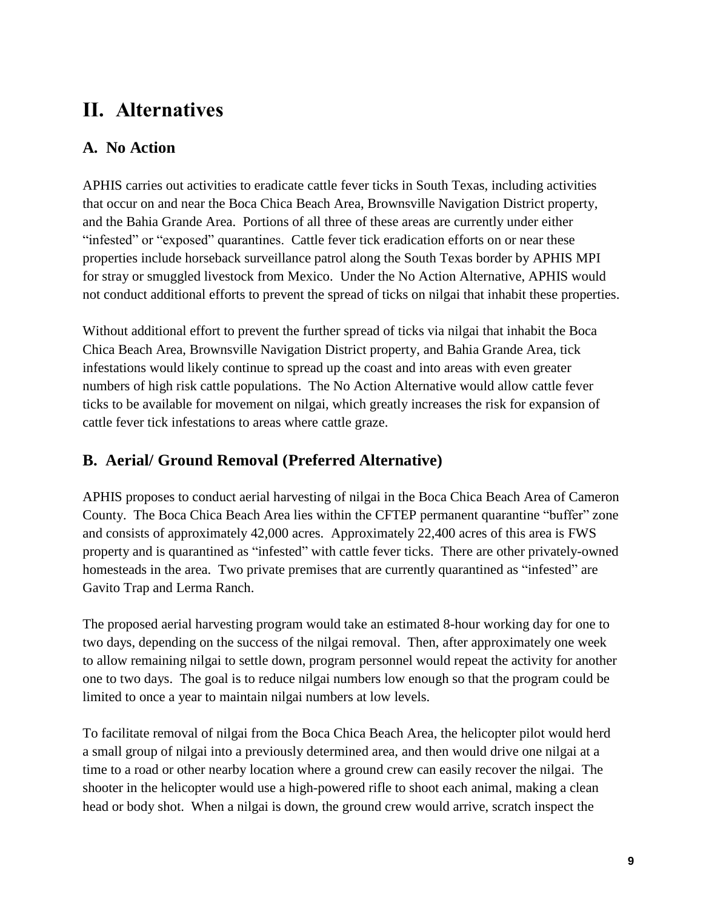# II. Alternatives

## A. No Action

APHIS carries out activities to eradicate cattle fever ticks in South Texas, including activities that occur on and near the Boca Chica Beach Area, Brownsville Navigation District property, and the Bahia Grande Area. Portions of all three of these areas are currently under either "infested" or "exposed" quarantines. Cattle fever tick eradication efforts on or near these properties include horseback surveillance patrol along the South Texas border by APHIS MPI for stray or smuggled livestock from Mexico. Under the No Action Alternative, APHIS would not conduct additional efforts to prevent the spread of ticks on nilgai that inhabit these properties.

Without additional effort to prevent the further spread of ticks via nilgai that inhabit the Boca Chica Beach Area, Brownsville Navigation District property, and Bahia Grande Area, tick infestations would likely continue to spread up the coast and into areas with even greater numbers of high risk cattle populations. The No Action Alternative would allow cattle fever ticks to be available for movement on nilgai, which greatly increases the risk for expansion of cattle fever tick infestations to areas where cattle graze.

## B. Aerial/ Ground Removal (Preferred Alternative)

APHIS proposes to conduct aerial harvesting of nilgai in the Boca Chica Beach Area of Cameron County. The Boca Chica Beach Area lies within the CFTEP permanent quarantine "buffer" zone and consists of approximately 42,000 acres. Approximately 22,400 acres of this area is FWS property and is quarantined as "infested" with cattle fever ticks. There are other privately-owned homesteads in the area. Two private premises that are currently quarantined as "infested" are Gavito Trap and Lerma Ranch.

The proposed aerial harvesting program would take an estimated 8-hour working day for one to two days, depending on the success of the nilgai removal. Then, after approximately one week to allow remaining nilgai to settle down, program personnel would repeat the activity for another one to two days. The goal is to reduce nilgai numbers low enough so that the program could be limited to once a year to maintain nilgai numbers at low levels.

To facilitate removal of nilgai from the Boca Chica Beach Area, the helicopter pilot would herd a small group of nilgai into a previously determined area, and then would drive one nilgai at a time to a road or other nearby location where a ground crew can easily recover the nilgai. The shooter in the helicopter would use a high-powered rifle to shoot each animal, making a clean head or body shot. When a nilgai is down, the ground crew would arrive, scratch inspect the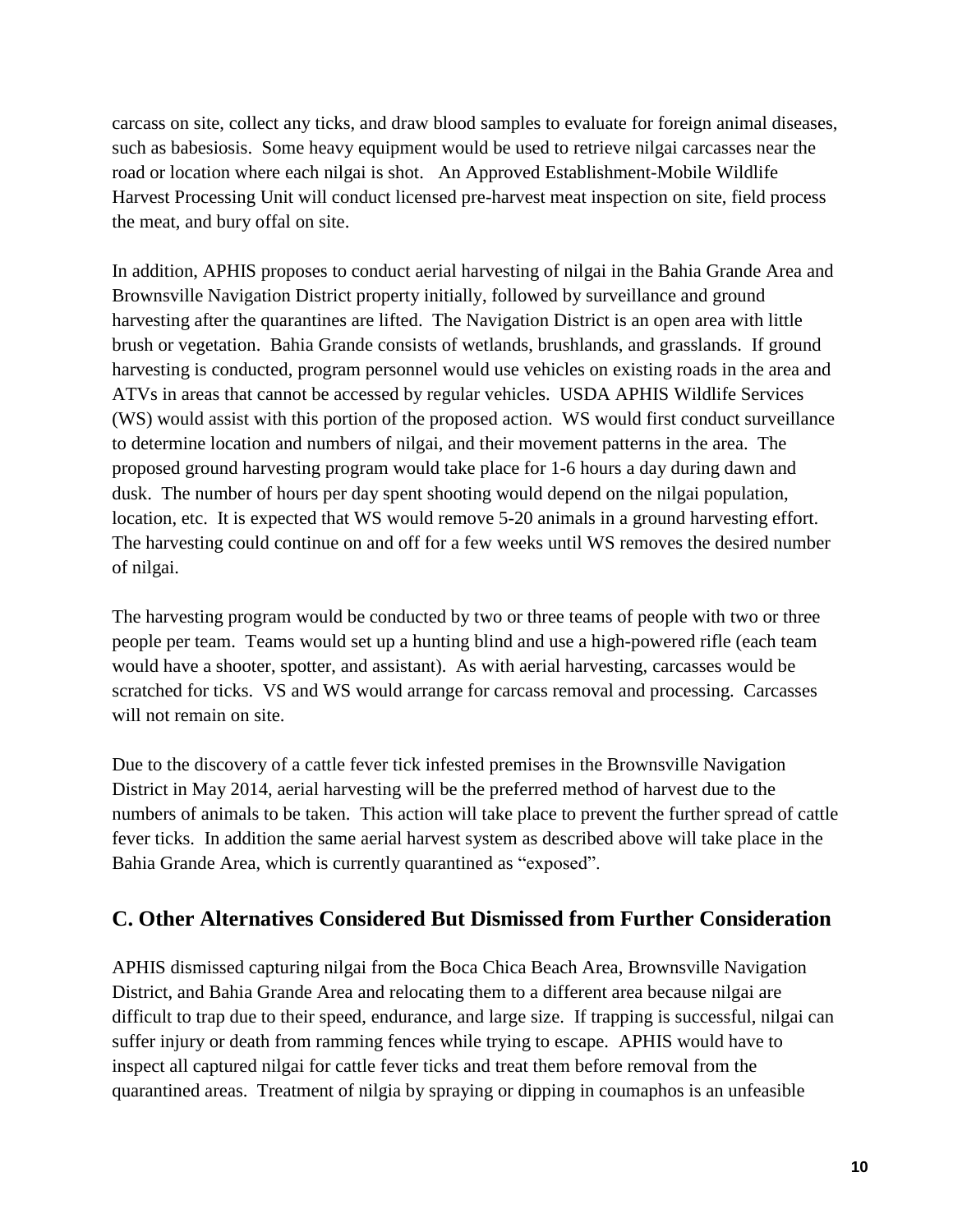carcass on site, collect any ticks, and draw blood samples to evaluate for foreign animal diseases, such as babesiosis. Some heavy equipment would be used to retrieve nilgai carcasses near the road or location where each nilgai is shot. An Approved Establishment-Mobile Wildlife Harvest Processing Unit will conduct licensed pre-harvest meat inspection on site, field process the meat, and bury offal on site.

In addition, APHIS proposes to conduct aerial harvesting of nilgai in the Bahia Grande Area and Brownsville Navigation District property initially, followed by surveillance and ground harvesting after the quarantines are lifted. The Navigation District is an open area with little brush or vegetation. Bahia Grande consists of wetlands, brushlands, and grasslands. If ground harvesting is conducted, program personnel would use vehicles on existing roads in the area and ATVs in areas that cannot be accessed by regular vehicles. USDA APHIS Wildlife Services (WS) would assist with this portion of the proposed action. WS would first conduct surveillance to determine location and numbers of nilgai, and their movement patterns in the area. The proposed ground harvesting program would take place for 1-6 hours a day during dawn and dusk. The number of hours per day spent shooting would depend on the nilgai population, location, etc. It is expected that WS would remove 5-20 animals in a ground harvesting effort. The harvesting could continue on and off for a few weeks until WS removes the desired number of nilgai.

The harvesting program would be conducted by two or three teams of people with two or three people per team. Teams would set up a hunting blind and use a high-powered rifle (each team would have a shooter, spotter, and assistant). As with aerial harvesting, carcasses would be scratched for ticks. VS and WS would arrange for carcass removal and processing. Carcasses will not remain on site.

Due to the discovery of a cattle fever tick infested premises in the Brownsville Navigation District in May 2014, aerial harvesting will be the preferred method of harvest due to the numbers of animals to be taken. This action will take place to prevent the further spread of cattle fever ticks. In addition the same aerial harvest system as described above will take place in the Bahia Grande Area, which is currently quarantined as "exposed".

## C. Other Alternatives Considered But Dismissed from Further Consideration

APHIS dismissed capturing nilgai from the Boca Chica Beach Area, Brownsville Navigation District, and Bahia Grande Area and relocating them to a different area because nilgai are difficult to trap due to their speed, endurance, and large size. If trapping is successful, nilgai can suffer injury or death from ramming fences while trying to escape. APHIS would have to inspect all captured nilgai for cattle fever ticks and treat them before removal from the quarantined areas. Treatment of nilgia by spraying or dipping in coumaphos is an unfeasible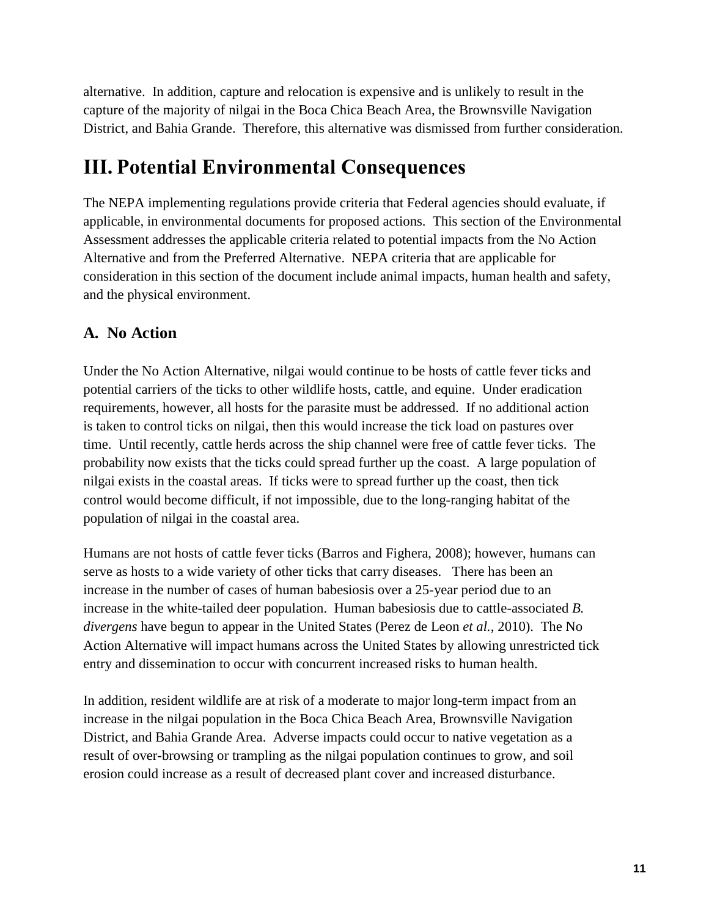alternative. In addition, capture and relocation is expensive and is unlikely to result in the capture of the majority of nilgai in the Boca Chica Beach Area, the Brownsville Navigation District, and Bahia Grande. Therefore, this alternative was dismissed from further consideration.

# III. Potential Environmental Consequences

The NEPA implementing regulations provide criteria that Federal agencies should evaluate, if applicable, in environmental documents for proposed actions. This section of the Environmental Assessment addresses the applicable criteria related to potential impacts from the No Action Alternative and from the Preferred Alternative. NEPA criteria that are applicable for consideration in this section of the document include animal impacts, human health and safety, and the physical environment.

## A. No Action

Under the No Action Alternative, nilgai would continue to be hosts of cattle fever ticks and potential carriers of the ticks to other wildlife hosts, cattle, and equine. Under eradication requirements, however, all hosts for the parasite must be addressed. If no additional action is taken to control ticks on nilgai, then this would increase the tick load on pastures over time. Until recently, cattle herds across the ship channel were free of cattle fever ticks. The probability now exists that the ticks could spread further up the coast. A large population of nilgai exists in the coastal areas. If ticks were to spread further up the coast, then tick control would become difficult, if not impossible, due to the long-ranging habitat of the population of nilgai in the coastal area.

Humans are not hosts of cattle fever ticks (Barros and Fighera, 2008); however, humans can serve as hosts to a wide variety of other ticks that carry diseases. There has been an increase in the number of cases of human babesiosis over a 25-year period due to an increase in the white-tailed deer population. Human babesiosis due to cattle-associated *B. divergens* have begun to appear in the United States (Perez de Leon *et al.*, 2010). The No Action Alternative will impact humans across the United States by allowing unrestricted tick entry and dissemination to occur with concurrent increased risks to human health.

In addition, resident wildlife are at risk of a moderate to major long-term impact from an increase in the nilgai population in the Boca Chica Beach Area, Brownsville Navigation District, and Bahia Grande Area. Adverse impacts could occur to native vegetation as a result of over-browsing or trampling as the nilgai population continues to grow, and soil erosion could increase as a result of decreased plant cover and increased disturbance.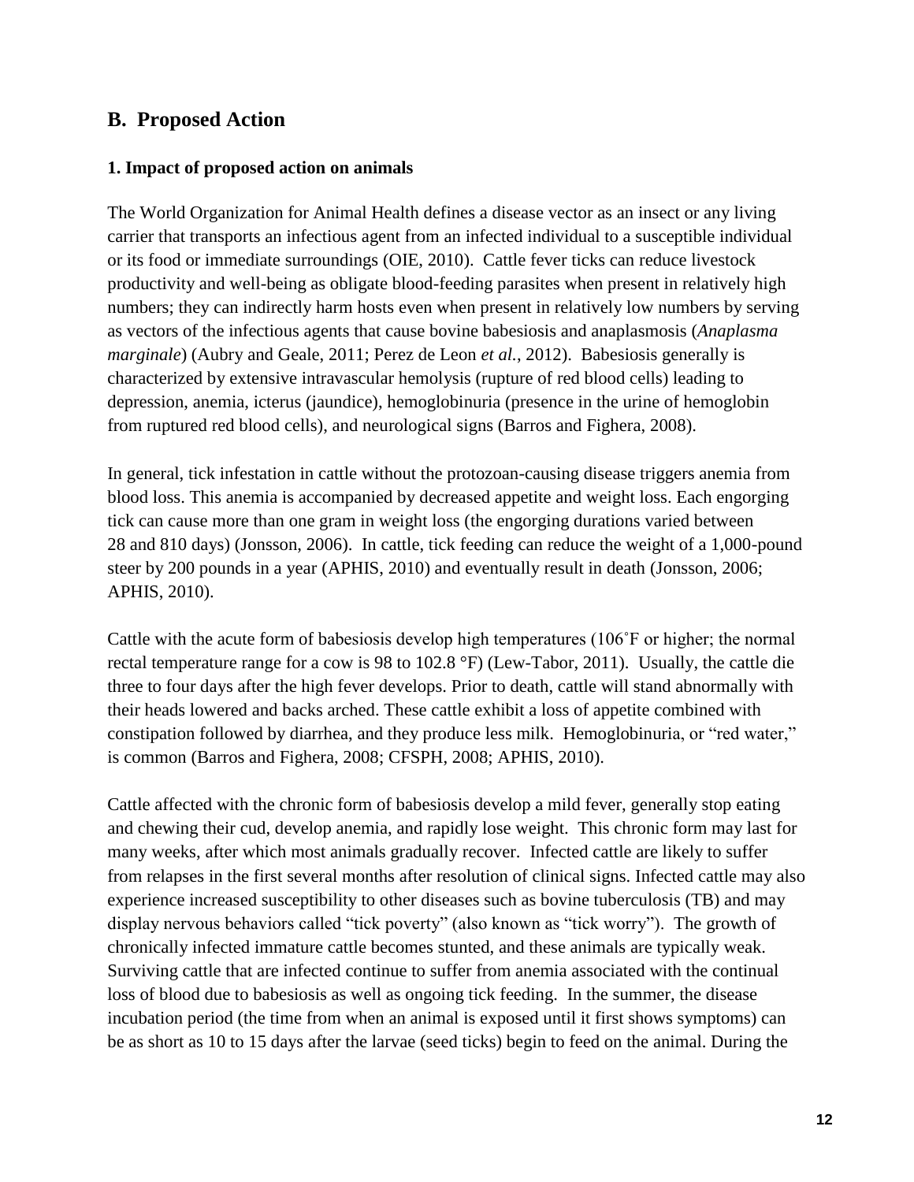## B. Proposed Action

### 1. Impact of proposed action on animals

The World Organization for Animal Health defines a disease vector as an insect or any living carrier that transports an infectious agent from an infected individual to a susceptible individual or its food or immediate surroundings (OIE, 2010). Cattle fever ticks can reduce livestock productivity and well-being as obligate blood-feeding parasites when present in relatively high numbers; they can indirectly harm hosts even when present in relatively low numbers by serving as vectors of the infectious agents that cause bovine babesiosis and anaplasmosis (*Anaplasma marginale*) (Aubry and Geale, 2011; Perez de Leon *et al.*, 2012). Babesiosis generally is characterized by extensive intravascular hemolysis (rupture of red blood cells) leading to depression, anemia, icterus (jaundice), hemoglobinuria (presence in the urine of hemoglobin from ruptured red blood cells), and neurological signs (Barros and Fighera, 2008).

In general, tick infestation in cattle without the protozoan-causing disease triggers anemia from blood loss. This anemia is accompanied by decreased appetite and weight loss. Each engorging tick can cause more than one gram in weight loss (the engorging durations varied between 28 and 810 days) (Jonsson, 2006). In cattle, tick feeding can reduce the weight of a 1,000-pound steer by 200 pounds in a year (APHIS, 2010) and eventually result in death (Jonsson, 2006; APHIS, 2010).

Cattle with the acute form of babesiosis develop high temperatures (106˚F or higher; the normal rectal temperature range for a cow is 98 to 102.8 °F) (Lew-Tabor, 2011). Usually, the cattle die three to four days after the high fever develops. Prior to death, cattle will stand abnormally with their heads lowered and backs arched. These cattle exhibit a loss of appetite combined with constipation followed by diarrhea, and they produce less milk. Hemoglobinuria, or "red water," is common (Barros and Fighera, 2008; CFSPH, 2008; APHIS, 2010).

Cattle affected with the chronic form of babesiosis develop a mild fever, generally stop eating and chewing their cud, develop anemia, and rapidly lose weight. This chronic form may last for many weeks, after which most animals gradually recover. Infected cattle are likely to suffer from relapses in the first several months after resolution of clinical signs. Infected cattle may also experience increased susceptibility to other diseases such as bovine tuberculosis (TB) and may display nervous behaviors called "tick poverty" (also known as "tick worry"). The growth of chronically infected immature cattle becomes stunted, and these animals are typically weak. Surviving cattle that are infected continue to suffer from anemia associated with the continual loss of blood due to babesiosis as well as ongoing tick feeding. In the summer, the disease incubation period (the time from when an animal is exposed until it first shows symptoms) can be as short as 10 to 15 days after the larvae (seed ticks) begin to feed on the animal. During the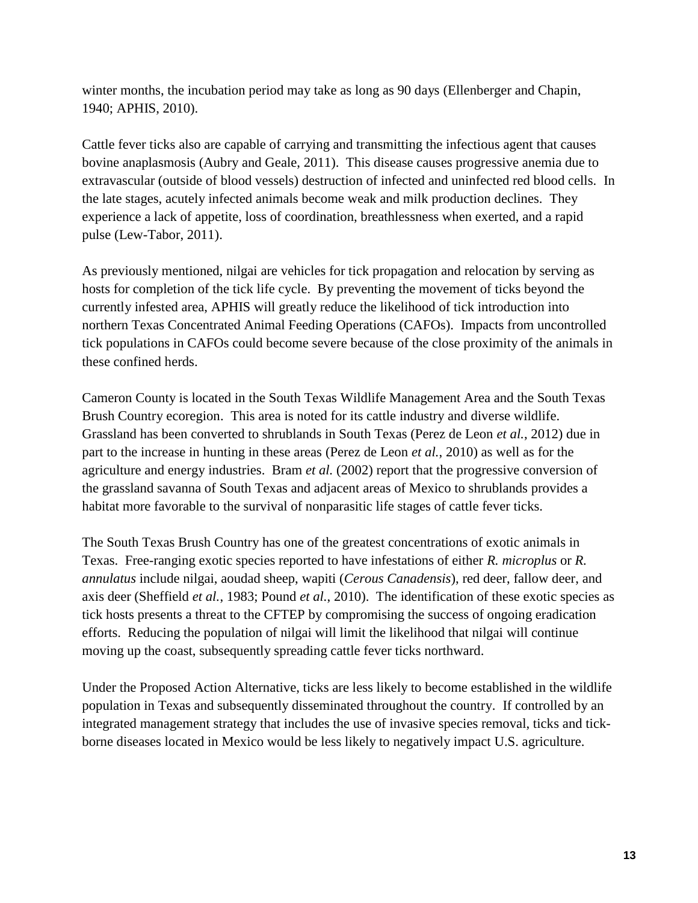winter months, the incubation period may take as long as 90 days (Ellenberger and Chapin, 1940; APHIS, 2010).

Cattle fever ticks also are capable of carrying and transmitting the infectious agent that causes bovine anaplasmosis (Aubry and Geale, 2011). This disease causes progressive anemia due to extravascular (outside of blood vessels) destruction of infected and uninfected red blood cells. In the late stages, acutely infected animals become weak and milk production declines. They experience a lack of appetite, loss of coordination, breathlessness when exerted, and a rapid pulse (Lew-Tabor, 2011).

As previously mentioned, nilgai are vehicles for tick propagation and relocation by serving as hosts for completion of the tick life cycle. By preventing the movement of ticks beyond the currently infested area, APHIS will greatly reduce the likelihood of tick introduction into northern Texas Concentrated Animal Feeding Operations (CAFOs). Impacts from uncontrolled tick populations in CAFOs could become severe because of the close proximity of the animals in these confined herds.

Cameron County is located in the South Texas Wildlife Management Area and the South Texas Brush Country ecoregion. This area is noted for its cattle industry and diverse wildlife. Grassland has been converted to shrublands in South Texas (Perez de Leon *et al.*, 2012) due in part to the increase in hunting in these areas (Perez de Leon *et al.*, 2010) as well as for the agriculture and energy industries. Bram *et al.* (2002) report that the progressive conversion of the grassland savanna of South Texas and adjacent areas of Mexico to shrublands provides a habitat more favorable to the survival of nonparasitic life stages of cattle fever ticks.

The South Texas Brush Country has one of the greatest concentrations of exotic animals in Texas. Free-ranging exotic species reported to have infestations of either *R. microplus* or *R. annulatus* include nilgai, aoudad sheep, wapiti (*Cerous Canadensis*), red deer, fallow deer, and axis deer (Sheffield *et al.*, 1983; Pound *et al.*, 2010). The identification of these exotic species as tick hosts presents a threat to the CFTEP by compromising the success of ongoing eradication efforts. Reducing the population of nilgai will limit the likelihood that nilgai will continue moving up the coast, subsequently spreading cattle fever ticks northward.

Under the Proposed Action Alternative, ticks are less likely to become established in the wildlife population in Texas and subsequently disseminated throughout the country. If controlled by an integrated management strategy that includes the use of invasive species removal, ticks and tick-borne diseases located in Mexico would be less likely to negatively impact U.S. agriculture.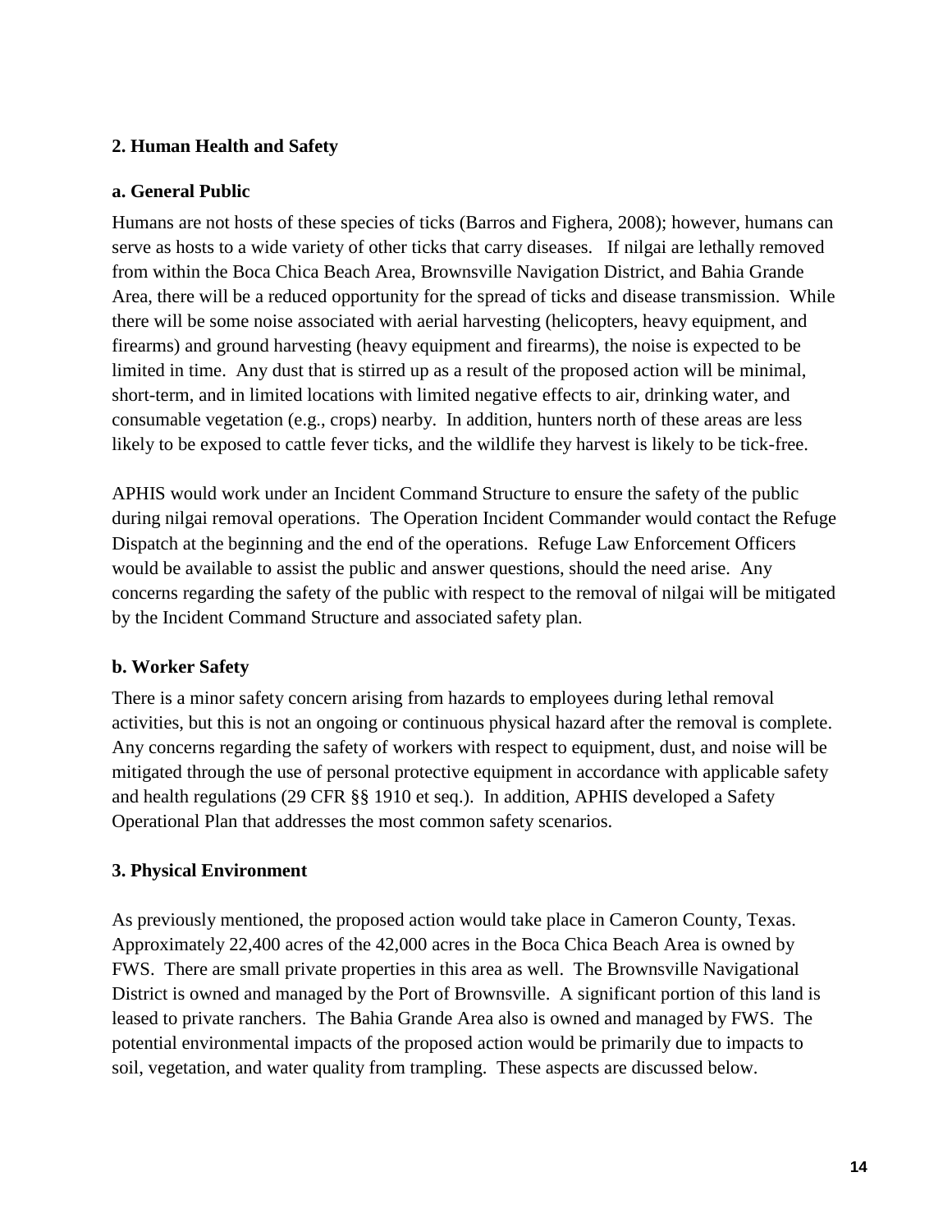## 2. Human Health and Safety

### a. General Public

Humans are not hosts of these species of ticks (Barros and Fighera, 2008); however, humans can serve as hosts to a wide variety of other ticks that carry diseases. If nilgai are lethally removed from within the Boca Chica Beach Area, Brownsville Navigation District, and Bahia Grande Area, there will be a reduced opportunity for the spread of ticks and disease transmission. While there will be some noise associated with aerial harvesting (helicopters, heavy equipment, and firearms) and ground harvesting (heavy equipment and firearms), the noise is expected to be limited in time. Any dust that is stirred up as a result of the proposed action will be minimal, short-term, and in limited locations with limited negative effects to air, drinking water, and consumable vegetation (e.g., crops) nearby. In addition, hunters north of these areas are less likely to be exposed to cattle fever ticks, and the wildlife they harvest is likely to be tick-free.

APHIS would work under an Incident Command Structure to ensure the safety of the public during nilgai removal operations. The Operation Incident Commander would contact the Refuge Dispatch at the beginning and the end of the operations. Refuge Law Enforcement Officers would be available to assist the public and answer questions, should the need arise. Any concerns regarding the safety of the public with respect to the removal of nilgai will be mitigated by the Incident Command Structure and associated safety plan.

### b. Worker Safety

There is a minor safety concern arising from hazards to employees during lethal removal activities, but this is not an ongoing or continuous physical hazard after the removal is complete. Any concerns regarding the safety of workers with respect to equipment, dust, and noise will be mitigated through the use of personal protective equipment in accordance with applicable safety and health regulations (29 CFR §§ 1910 et seq.). In addition, APHIS developed a Safety Operational Plan that addresses the most common safety scenarios.

## 3. Physical Environment

As previously mentioned, the proposed action would take place in Cameron County, Texas. Approximately 22,400 acres of the 42,000 acres in the Boca Chica Beach Area is owned by FWS. There are small private properties in this area as well. The Brownsville Navigational District is owned and managed by the Port of Brownsville. A significant portion of this land is leased to private ranchers. The Bahia Grande Area also is owned and managed by FWS. The potential environmental impacts of the proposed action would be primarily due to impacts to soil, vegetation, and water quality from trampling. These aspects are discussed below.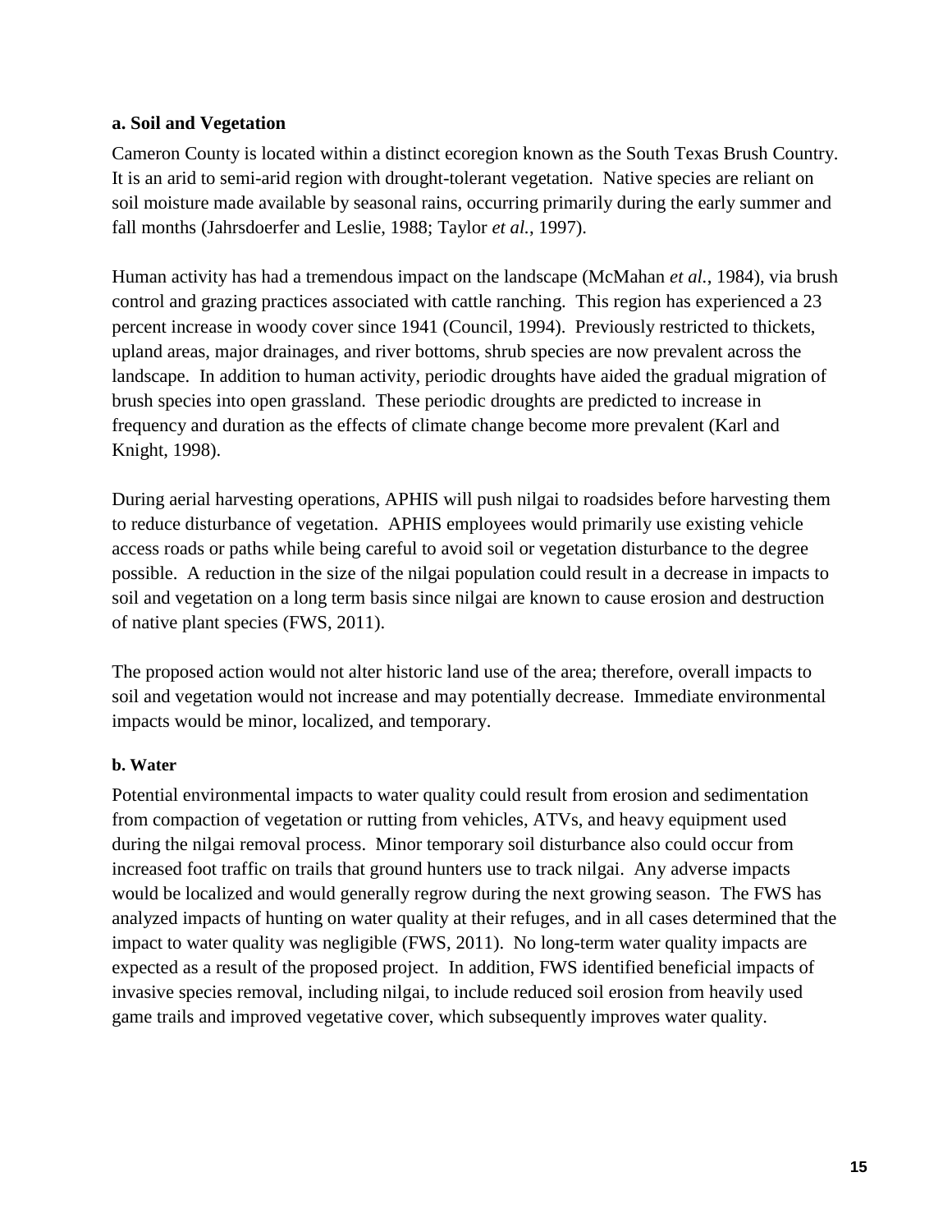**a. Soil and Vegetation**

Cameron County is located within a distinct ecoregion known as the South Texas Brush Country. It is an arid to semi-arid region with drought-tolerant vegetation. Native species are reliant on soil moisture made available by seasonal rains, occurring primarily during the early summer and fall months (Jahrsdoerfer and Leslie, 1988; Taylor *et al.*, 1997).

Human activity has had a tremendous impact on the landscape (McMahan *et al.*, 1984), via brush control and grazing practices associated with cattle ranching. This region has experienced a 23 percent increase in woody cover since 1941 (Council, 1994). Previously restricted to thickets, upland areas, major drainages, and river bottoms, shrub species are now prevalent across the landscape. In addition to human activity, periodic droughts have aided the gradual migration of brush species into open grassland. These periodic droughts are predicted to increase in frequency and duration as the effects of climate change become more prevalent (Karl and Knight, 1998).

During aerial harvesting operations, APHIS will push nilgai to roadsides before harvesting them to reduce disturbance of vegetation. APHIS employees would primarily use existing vehicle access roads or paths while being careful to avoid soil or vegetation disturbance to the degree possible. A reduction in the size of the nilgai population could result in a decrease in impacts to soil and vegetation on a long term basis since nilgai are known to cause erosion and destruction of native plant species (FWS, 2011).

The proposed action would not alter historic land use of the area; therefore, overall impacts to soil and vegetation would not increase and may potentially decrease. Immediate environmental impacts would be minor, localized, and temporary.

**b. Water**

Potential environmental impacts to water quality could result from erosion and sedimentation from compaction of vegetation or rutting from vehicles, ATVs, and heavy equipment used during the nilgai removal process. Minor temporary soil disturbance also could occur from increased foot traffic on trails that ground hunters use to track nilgai. Any adverse impacts would be localized and would generally regrow during the next growing season. The FWS has analyzed impacts of hunting on water quality at their refuges, and in all cases determined that the impact to water quality was negligible (FWS, 2011). No long-term water quality impacts are expected as a result of the proposed project. In addition, FWS identified beneficial impacts of invasive species removal, including nilgai, to include reduced soil erosion from heavily used game trails and improved vegetative cover, which subsequently improves water quality.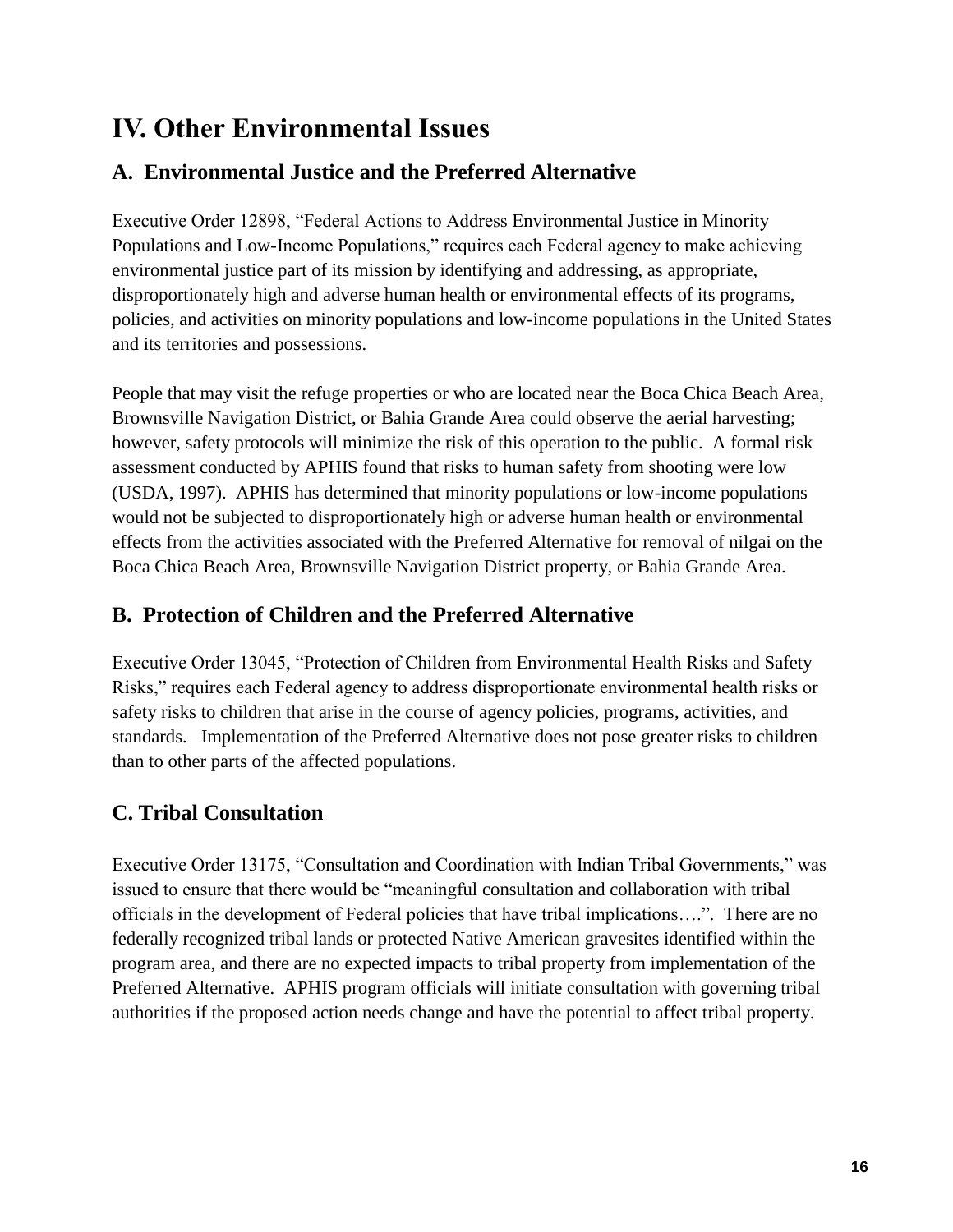# IV. Other Environmental Issues

## A. Environmental Justice and the Preferred Alternative

Executive Order 12898, "Federal Actions to Address Environmental Justice in Minority Populations and Low-Income Populations," requires each Federal agency to make achieving environmental justice part of its mission by identifying and addressing, as appropriate, disproportionately high and adverse human health or environmental effects of its programs, policies, and activities on minority populations and low-income populations in the United States and its territories and possessions.

People that may visit the refuge properties or who are located near the Boca Chica Beach Area, Brownsville Navigation District, or Bahia Grande Area could observe the aerial harvesting; however, safety protocols will minimize the risk of this operation to the public. A formal risk assessment conducted by APHIS found that risks to human safety from shooting were low (USDA, 1997). APHIS has determined that minority populations or low-income populations would not be subjected to disproportionately high or adverse human health or environmental effects from the activities associated with the Preferred Alternative for removal of nilgai on the Boca Chica Beach Area, Brownsville Navigation District property, or Bahia Grande Area.

## B. Protection of Children and the Preferred Alternative

Executive Order 13045, "Protection of Children from Environmental Health Risks and Safety Risks," requires each Federal agency to address disproportionate environmental health risks or safety risks to children that arise in the course of agency policies, programs, activities, and standards. Implementation of the Preferred Alternative does not pose greater risks to children than to other parts of the affected populations.

## C. Tribal Consultation

Executive Order 13175, "Consultation and Coordination with Indian Tribal Governments," was issued to ensure that there would be "meaningful consultation and collaboration with tribal officials in the development of Federal policies that have tribal implications….". There are no federally recognized tribal lands or protected Native American gravesites identified within the program area, and there are no expected impacts to tribal property from implementation of the Preferred Alternative. APHIS program officials will initiate consultation with governing tribal authorities if the proposed action needs change and have the potential to affect tribal property.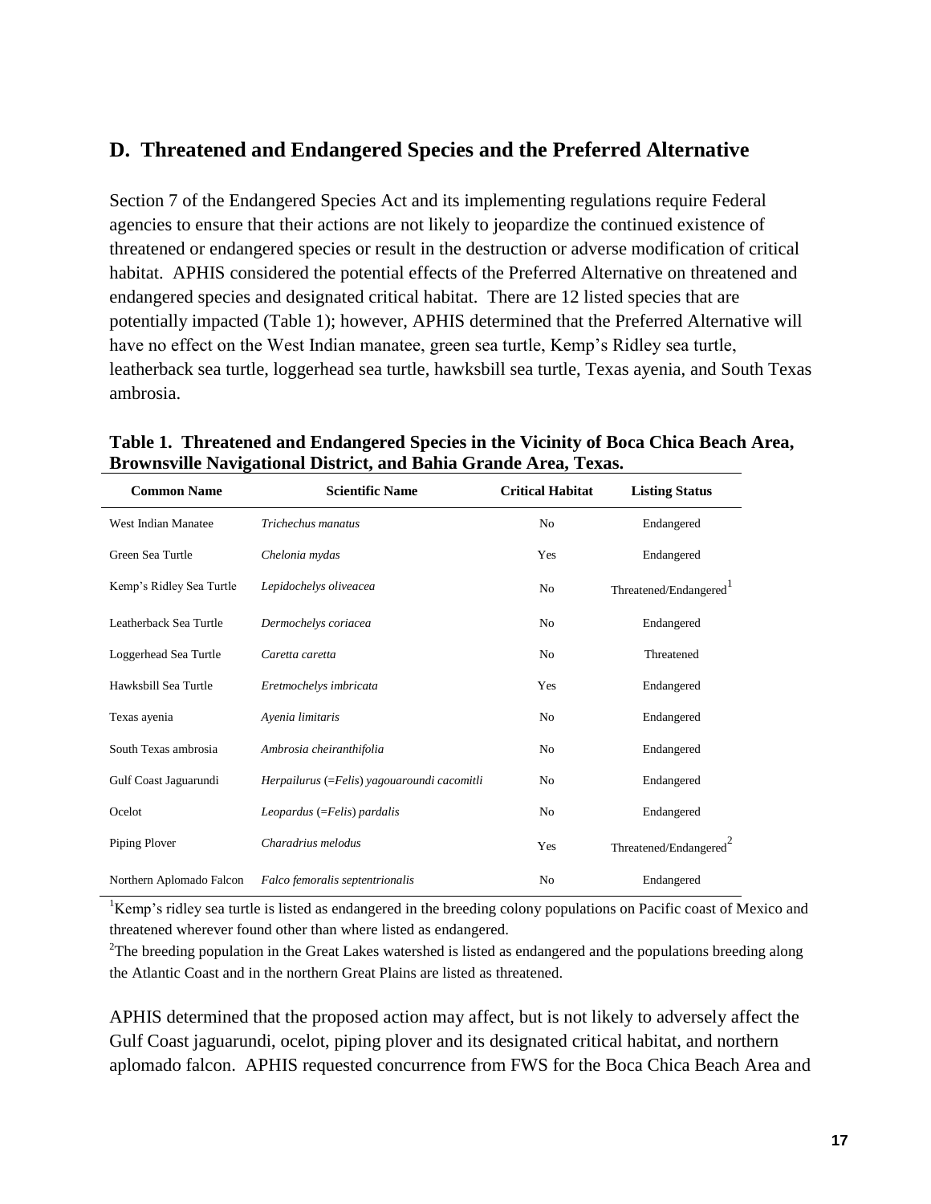## D. Threatened and Endangered Species and the Preferred Alternative

Section 7 of the Endangered Species Act and its implementing regulations require Federal agencies to ensure that their actions are not likely to jeopardize the continued existence of threatened or endangered species or result in the destruction or adverse modification of critical habitat. APHIS considered the potential effects of the Preferred Alternative on threatened and endangered species and designated critical habitat. There are 12 listed species that are potentially impacted (Table 1); however, APHIS determined that the Preferred Alternative will have no effect on the West Indian manatee, green sea turtle, Kemp's Ridley sea turtle, leatherback sea turtle, loggerhead sea turtle, hawksbill sea turtle, Texas ayenia, and South Texas ambrosia.

**Table 1. Threatened and Endangered Species in the Vicinity of Boca Chica Beach Area, Brownsville Navigational District, and Bahia Grande Area, Texas.**

| Common Name | Scientific Name | Critical Habitat | Listing Status |
|---|---|---|---|
| West Indian Manatee | *Trichechus manatus* | No | Endangered |
| Green Sea Turtle | *Chelonia mydas* | Yes | Endangered |
| Kemp's Ridley Sea Turtle | *Lepidochelys oliveacea* | No | Threatened/Endangered[1] |
| Leatherback Sea Turtle | *Dermochelys coriacea* | No | Endangered |
| Loggerhead Sea Turtle | *Caretta caretta* | No | Threatened |
| Hawksbill Sea Turtle | *Eretmochelys imbricata* | Yes | Endangered |
| Texas ayenia | *Ayenia limitaris* | No | Endangered |
| South Texas ambrosia | *Ambrosia cheiranthifolia* | No | Endangered |
| Gulf Coast Jaguarundi | *Herpailurus* (=*Felis*) *yagouaroundi cacomitli* | No | Endangered |
| Ocelot | *Leopardus* (=*Felis*) *pardalis* | No | Endangered |
| Piping Plover | *Charadrius melodus* | Yes | Threatened/Endangered[2] |
| Northern Aplomado Falcon | *Falco femoralis septentrionalis* | No | Endangered |

[1]Kemp's ridley sea turtle is listed as endangered in the breeding colony populations on Pacific coast of Mexico and threatened wherever found other than where listed as endangered.

[2]The breeding population in the Great Lakes watershed is listed as endangered and the populations breeding along the Atlantic Coast and in the northern Great Plains are listed as threatened.

APHIS determined that the proposed action may affect, but is not likely to adversely affect the Gulf Coast jaguarundi, ocelot, piping plover and its designated critical habitat, and northern aplomado falcon. APHIS requested concurrence from FWS for the Boca Chica Beach Area and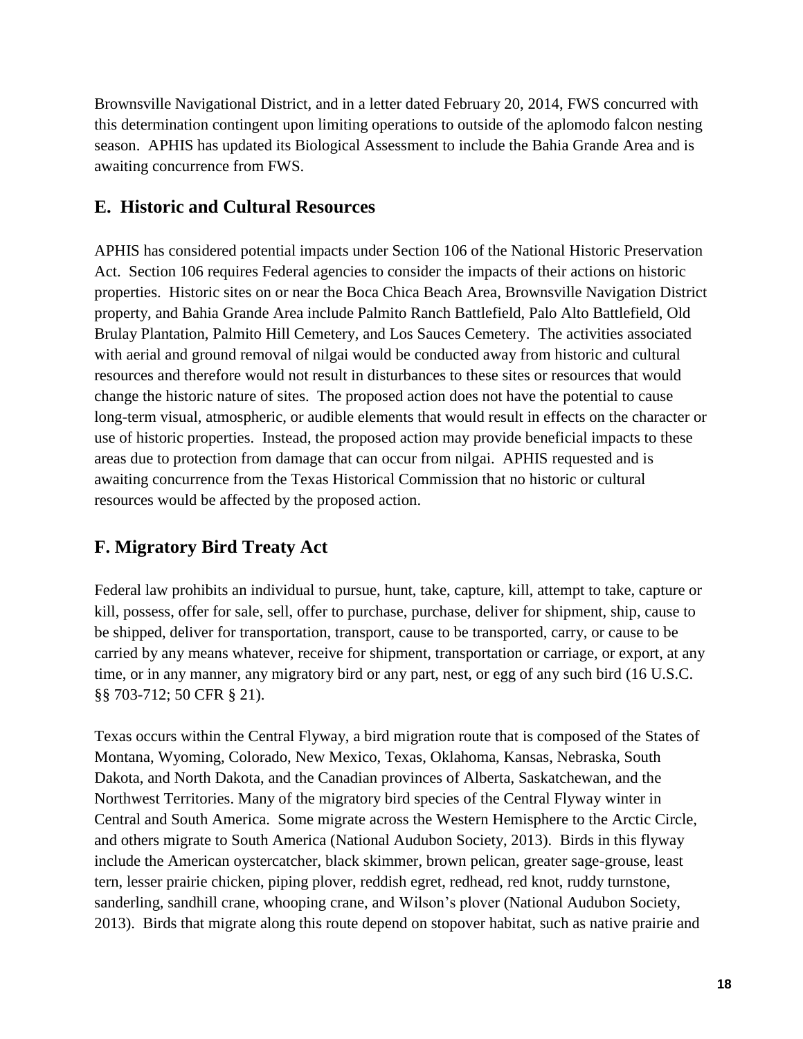Brownsville Navigational District, and in a letter dated February 20, 2014, FWS concurred with this determination contingent upon limiting operations to outside of the aplomodo falcon nesting season. APHIS has updated its Biological Assessment to include the Bahia Grande Area and is awaiting concurrence from FWS.

## E. Historic and Cultural Resources

APHIS has considered potential impacts under Section 106 of the National Historic Preservation Act. Section 106 requires Federal agencies to consider the impacts of their actions on historic properties. Historic sites on or near the Boca Chica Beach Area, Brownsville Navigation District property, and Bahia Grande Area include Palmito Ranch Battlefield, Palo Alto Battlefield, Old Brulay Plantation, Palmito Hill Cemetery, and Los Sauces Cemetery. The activities associated with aerial and ground removal of nilgai would be conducted away from historic and cultural resources and therefore would not result in disturbances to these sites or resources that would change the historic nature of sites. The proposed action does not have the potential to cause long-term visual, atmospheric, or audible elements that would result in effects on the character or use of historic properties. Instead, the proposed action may provide beneficial impacts to these areas due to protection from damage that can occur from nilgai. APHIS requested and is awaiting concurrence from the Texas Historical Commission that no historic or cultural resources would be affected by the proposed action.

## F. Migratory Bird Treaty Act

Federal law prohibits an individual to pursue, hunt, take, capture, kill, attempt to take, capture or kill, possess, offer for sale, sell, offer to purchase, purchase, deliver for shipment, ship, cause to be shipped, deliver for transportation, transport, cause to be transported, carry, or cause to be carried by any means whatever, receive for shipment, transportation or carriage, or export, at any time, or in any manner, any migratory bird or any part, nest, or egg of any such bird (16 U.S.C. §§ 703-712; 50 CFR § 21).

Texas occurs within the Central Flyway, a bird migration route that is composed of the States of Montana, Wyoming, Colorado, New Mexico, Texas, Oklahoma, Kansas, Nebraska, South Dakota, and North Dakota, and the Canadian provinces of Alberta, Saskatchewan, and the Northwest Territories. Many of the migratory bird species of the Central Flyway winter in Central and South America. Some migrate across the Western Hemisphere to the Arctic Circle, and others migrate to South America (National Audubon Society, 2013). Birds in this flyway include the American oystercatcher, black skimmer, brown pelican, greater sage-grouse, least tern, lesser prairie chicken, piping plover, reddish egret, redhead, red knot, ruddy turnstone, sanderling, sandhill crane, whooping crane, and Wilson's plover (National Audubon Society, 2013). Birds that migrate along this route depend on stopover habitat, such as native prairie and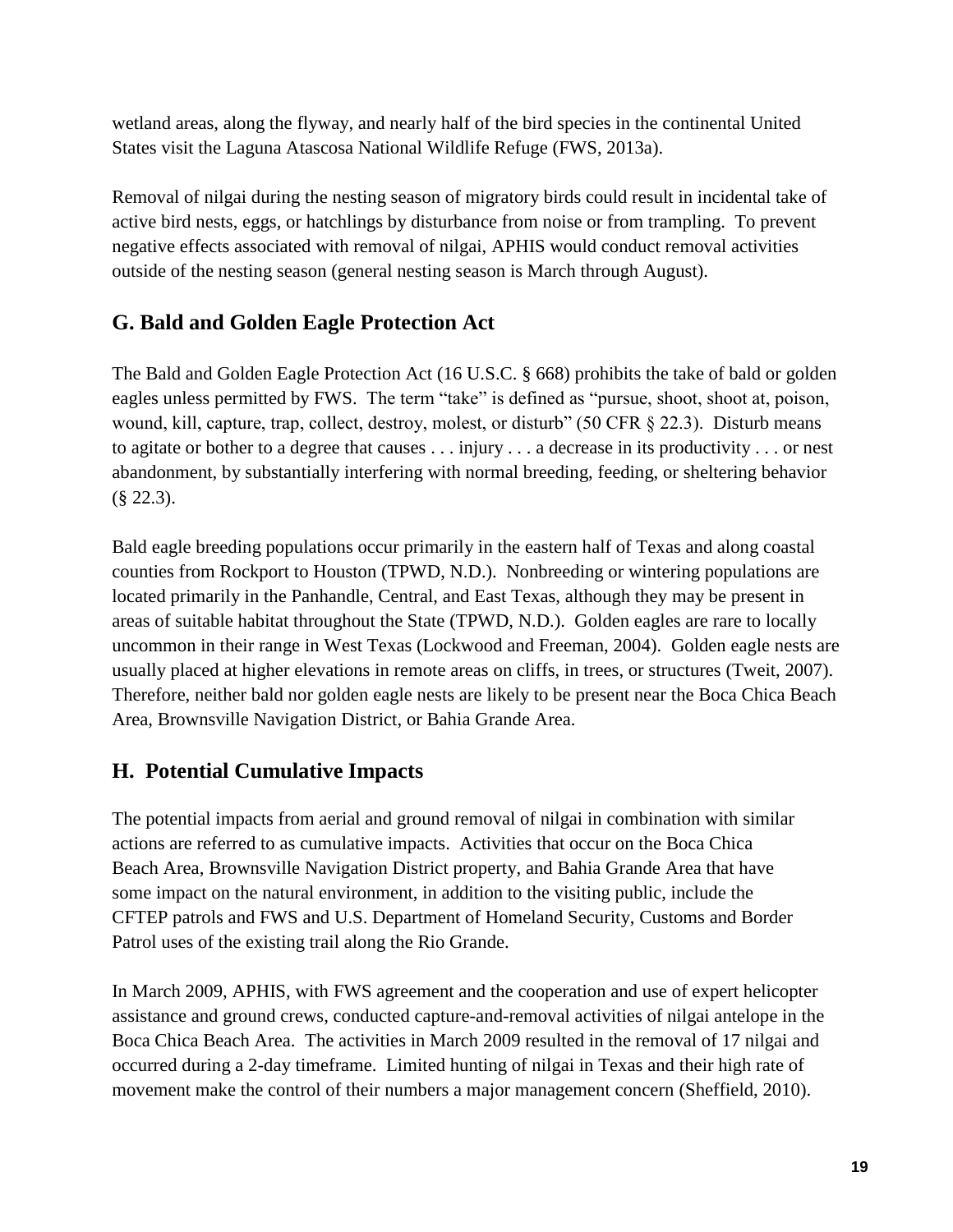wetland areas, along the flyway, and nearly half of the bird species in the continental United States visit the Laguna Atascosa National Wildlife Refuge (FWS, 2013a).

Removal of nilgai during the nesting season of migratory birds could result in incidental take of active bird nests, eggs, or hatchlings by disturbance from noise or from trampling. To prevent negative effects associated with removal of nilgai, APHIS would conduct removal activities outside of the nesting season (general nesting season is March through August).

## G. Bald and Golden Eagle Protection Act

The Bald and Golden Eagle Protection Act (16 U.S.C. § 668) prohibits the take of bald or golden eagles unless permitted by FWS. The term "take" is defined as "pursue, shoot, shoot at, poison, wound, kill, capture, trap, collect, destroy, molest, or disturb" (50 CFR § 22.3). Disturb means to agitate or bother to a degree that causes . . . injury . . . a decrease in its productivity . . . or nest abandonment, by substantially interfering with normal breeding, feeding, or sheltering behavior (§ 22.3).

Bald eagle breeding populations occur primarily in the eastern half of Texas and along coastal counties from Rockport to Houston (TPWD, N.D.). Nonbreeding or wintering populations are located primarily in the Panhandle, Central, and East Texas, although they may be present in areas of suitable habitat throughout the State (TPWD, N.D.). Golden eagles are rare to locally uncommon in their range in West Texas (Lockwood and Freeman, 2004). Golden eagle nests are usually placed at higher elevations in remote areas on cliffs, in trees, or structures (Tweit, 2007). Therefore, neither bald nor golden eagle nests are likely to be present near the Boca Chica Beach Area, Brownsville Navigation District, or Bahia Grande Area.

## H. Potential Cumulative Impacts

The potential impacts from aerial and ground removal of nilgai in combination with similar actions are referred to as cumulative impacts. Activities that occur on the Boca Chica Beach Area, Brownsville Navigation District property, and Bahia Grande Area that have some impact on the natural environment, in addition to the visiting public, include the CFTEP patrols and FWS and U.S. Department of Homeland Security, Customs and Border Patrol uses of the existing trail along the Rio Grande.

In March 2009, APHIS, with FWS agreement and the cooperation and use of expert helicopter assistance and ground crews, conducted capture-and-removal activities of nilgai antelope in the Boca Chica Beach Area. The activities in March 2009 resulted in the removal of 17 nilgai and occurred during a 2-day timeframe. Limited hunting of nilgai in Texas and their high rate of movement make the control of their numbers a major management concern (Sheffield, 2010).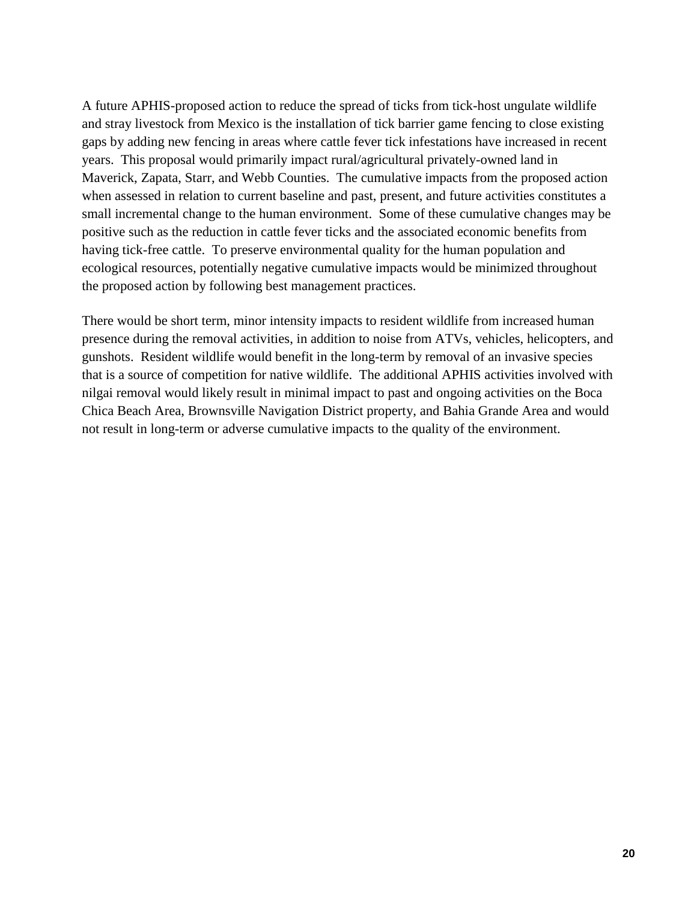A future APHIS-proposed action to reduce the spread of ticks from tick-host ungulate wildlife and stray livestock from Mexico is the installation of tick barrier game fencing to close existing gaps by adding new fencing in areas where cattle fever tick infestations have increased in recent years. This proposal would primarily impact rural/agricultural privately-owned land in Maverick, Zapata, Starr, and Webb Counties. The cumulative impacts from the proposed action when assessed in relation to current baseline and past, present, and future activities constitutes a small incremental change to the human environment. Some of these cumulative changes may be positive such as the reduction in cattle fever ticks and the associated economic benefits from having tick-free cattle. To preserve environmental quality for the human population and ecological resources, potentially negative cumulative impacts would be minimized throughout the proposed action by following best management practices.

There would be short term, minor intensity impacts to resident wildlife from increased human presence during the removal activities, in addition to noise from ATVs, vehicles, helicopters, and gunshots. Resident wildlife would benefit in the long-term by removal of an invasive species that is a source of competition for native wildlife. The additional APHIS activities involved with nilgai removal would likely result in minimal impact to past and ongoing activities on the Boca Chica Beach Area, Brownsville Navigation District property, and Bahia Grande Area and would not result in long-term or adverse cumulative impacts to the quality of the environment.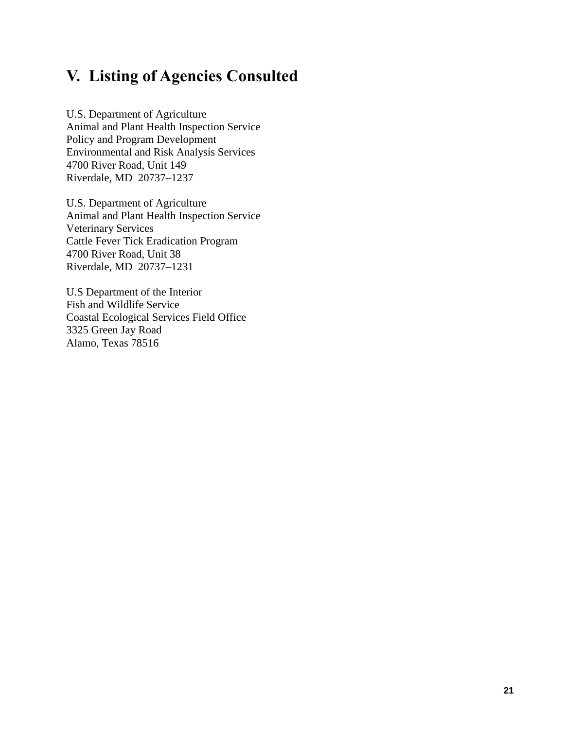# V. Listing of Agencies Consulted

U.S. Department of Agriculture
Animal and Plant Health Inspection Service
Policy and Program Development
Environmental and Risk Analysis Services
4700 River Road, Unit 149
Riverdale, MD 20737–1237

U.S. Department of Agriculture
Animal and Plant Health Inspection Service
Veterinary Services
Cattle Fever Tick Eradication Program
4700 River Road, Unit 38
Riverdale, MD 20737–1231

U.S Department of the Interior
Fish and Wildlife Service
Coastal Ecological Services Field Office
3325 Green Jay Road
Alamo, Texas 78516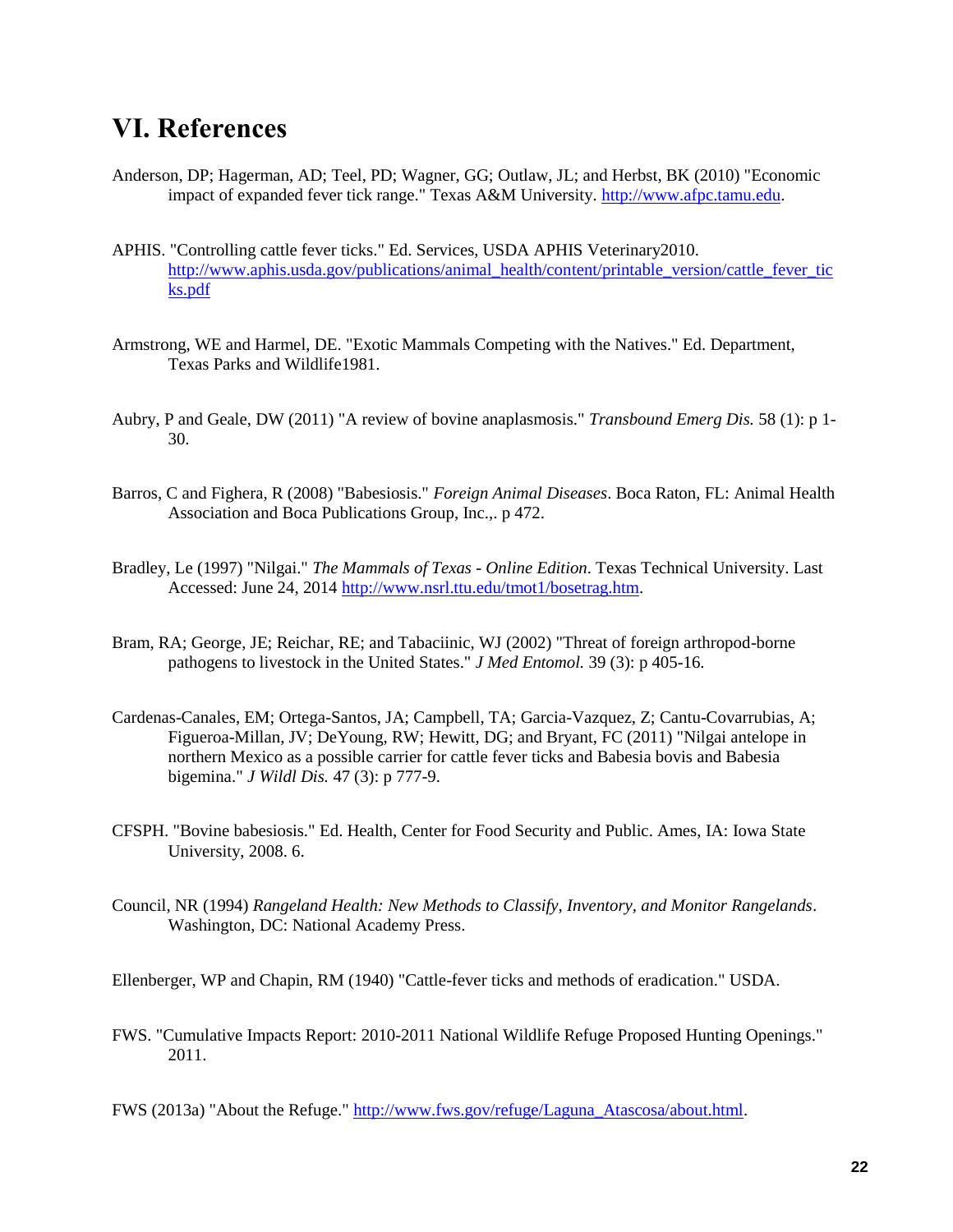## VI. References

Anderson, DP; Hagerman, AD; Teel, PD; Wagner, GG; Outlaw, JL; and Herbst, BK (2010) "Economic impact of expanded fever tick range." Texas A&M University. http://www.afpc.tamu.edu.

APHIS. "Controlling cattle fever ticks." Ed. Services, USDA APHIS Veterinary2010. http://www.aphis.usda.gov/publications/animal_health/content/printable_version/cattle_fever_ticks.pdf

Armstrong, WE and Harmel, DE. "Exotic Mammals Competing with the Natives." Ed. Department, Texas Parks and Wildlife1981.

Aubry, P and Geale, DW (2011) "A review of bovine anaplasmosis." *Transbound Emerg Dis.* 58 (1): p 1-30.

Barros, C and Fighera, R (2008) "Babesiosis." *Foreign Animal Diseases*. Boca Raton, FL: Animal Health Association and Boca Publications Group, Inc.,. p 472.

Bradley, Le (1997) "Nilgai." *The Mammals of Texas - Online Edition*. Texas Technical University. Last Accessed: June 24, 2014 http://www.nsrl.ttu.edu/tmot1/bosetrag.htm.

Bram, RA; George, JE; Reichar, RE; and Tabaciinic, WJ (2002) "Threat of foreign arthropod-borne pathogens to livestock in the United States." *J Med Entomol.* 39 (3): p 405-16.

Cardenas-Canales, EM; Ortega-Santos, JA; Campbell, TA; Garcia-Vazquez, Z; Cantu-Covarrubias, A; Figueroa-Millan, JV; DeYoung, RW; Hewitt, DG; and Bryant, FC (2011) "Nilgai antelope in northern Mexico as a possible carrier for cattle fever ticks and Babesia bovis and Babesia bigemina." *J Wildl Dis.* 47 (3): p 777-9.

CFSPH. "Bovine babesiosis." Ed. Health, Center for Food Security and Public. Ames, IA: Iowa State University, 2008. 6.

Council, NR (1994) *Rangeland Health: New Methods to Classify, Inventory, and Monitor Rangelands*. Washington, DC: National Academy Press.

Ellenberger, WP and Chapin, RM (1940) "Cattle-fever ticks and methods of eradication." USDA.

FWS. "Cumulative Impacts Report: 2010-2011 National Wildlife Refuge Proposed Hunting Openings." 2011.

FWS (2013a) "About the Refuge." http://www.fws.gov/refuge/Laguna_Atascosa/about.html.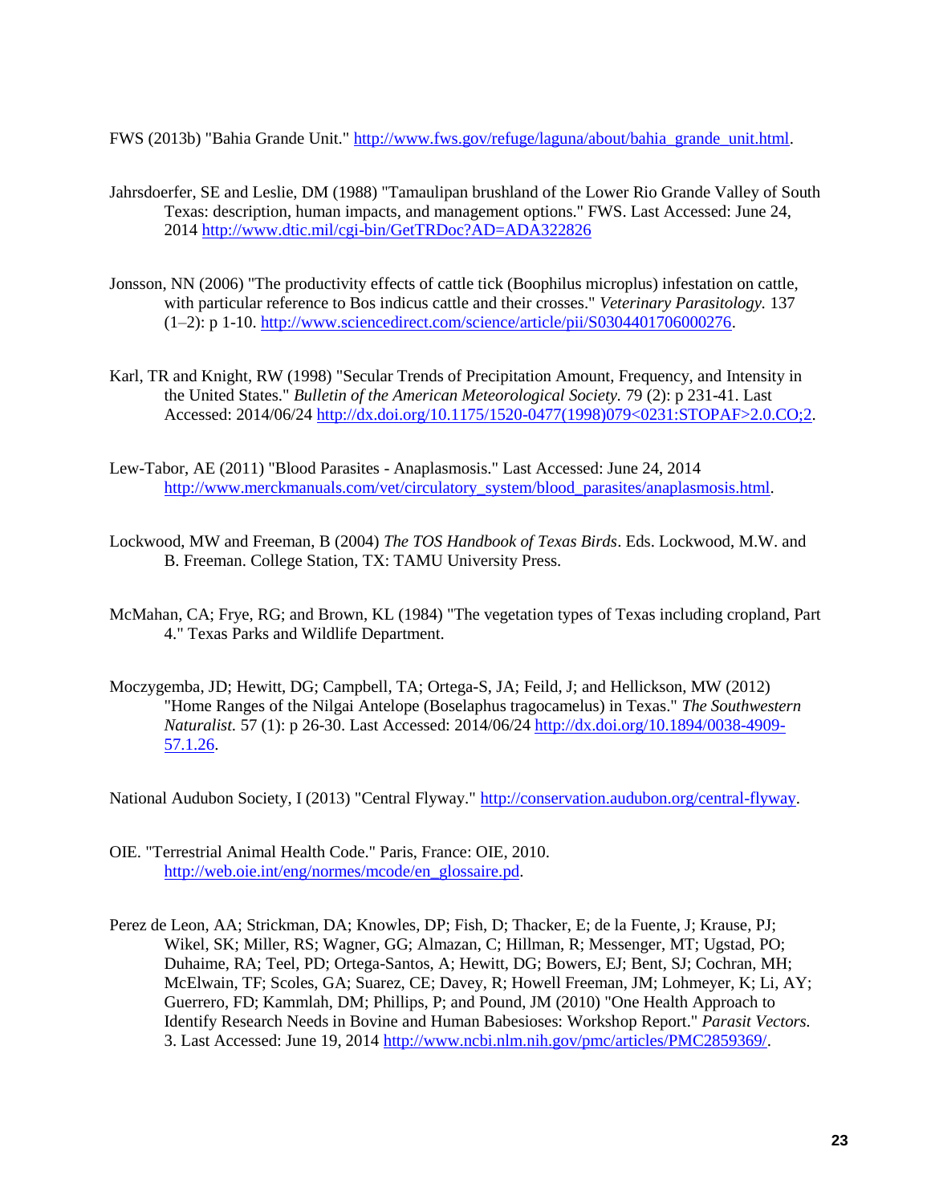FWS (2013b) "Bahia Grande Unit." http://www.fws.gov/refuge/laguna/about/bahia_grande_unit.html.

Jahrsdoerfer, SE and Leslie, DM (1988) "Tamaulipan brushland of the Lower Rio Grande Valley of South Texas: description, human impacts, and management options." FWS. Last Accessed: June 24, 2014 http://www.dtic.mil/cgi-bin/GetTRDoc?AD=ADA322826

Jonsson, NN (2006) "The productivity effects of cattle tick (Boophilus microplus) infestation on cattle, with particular reference to Bos indicus cattle and their crosses." *Veterinary Parasitology.* 137 (1–2): p 1-10. http://www.sciencedirect.com/science/article/pii/S0304401706000276.

Karl, TR and Knight, RW (1998) "Secular Trends of Precipitation Amount, Frequency, and Intensity in the United States." *Bulletin of the American Meteorological Society.* 79 (2): p 231-41. Last Accessed: 2014/06/24 http://dx.doi.org/10.1175/1520-0477(1998)079<0231:STOPAF>2.0.CO;2.

Lew-Tabor, AE (2011) "Blood Parasites - Anaplasmosis." Last Accessed: June 24, 2014 http://www.merckmanuals.com/vet/circulatory_system/blood_parasites/anaplasmosis.html.

Lockwood, MW and Freeman, B (2004) *The TOS Handbook of Texas Birds*. Eds. Lockwood, M.W. and B. Freeman. College Station, TX: TAMU University Press.

McMahan, CA; Frye, RG; and Brown, KL (1984) "The vegetation types of Texas including cropland, Part 4." Texas Parks and Wildlife Department.

Moczygemba, JD; Hewitt, DG; Campbell, TA; Ortega-S, JA; Feild, J; and Hellickson, MW (2012) "Home Ranges of the Nilgai Antelope (Boselaphus tragocamelus) in Texas." *The Southwestern Naturalist.* 57 (1): p 26-30. Last Accessed: 2014/06/24 http://dx.doi.org/10.1894/0038-4909-57.1.26.

National Audubon Society, I (2013) "Central Flyway." http://conservation.audubon.org/central-flyway.

OIE. "Terrestrial Animal Health Code." Paris, France: OIE, 2010. http://web.oie.int/eng/normes/mcode/en_glossaire.pd.

Perez de Leon, AA; Strickman, DA; Knowles, DP; Fish, D; Thacker, E; de la Fuente, J; Krause, PJ; Wikel, SK; Miller, RS; Wagner, GG; Almazan, C; Hillman, R; Messenger, MT; Ugstad, PO; Duhaime, RA; Teel, PD; Ortega-Santos, A; Hewitt, DG; Bowers, EJ; Bent, SJ; Cochran, MH; McElwain, TF; Scoles, GA; Suarez, CE; Davey, R; Howell Freeman, JM; Lohmeyer, K; Li, AY; Guerrero, FD; Kammlah, DM; Phillips, P; and Pound, JM (2010) "One Health Approach to Identify Research Needs in Bovine and Human Babesioses: Workshop Report." *Parasit Vectors.* 3. Last Accessed: June 19, 2014 http://www.ncbi.nlm.nih.gov/pmc/articles/PMC2859369/.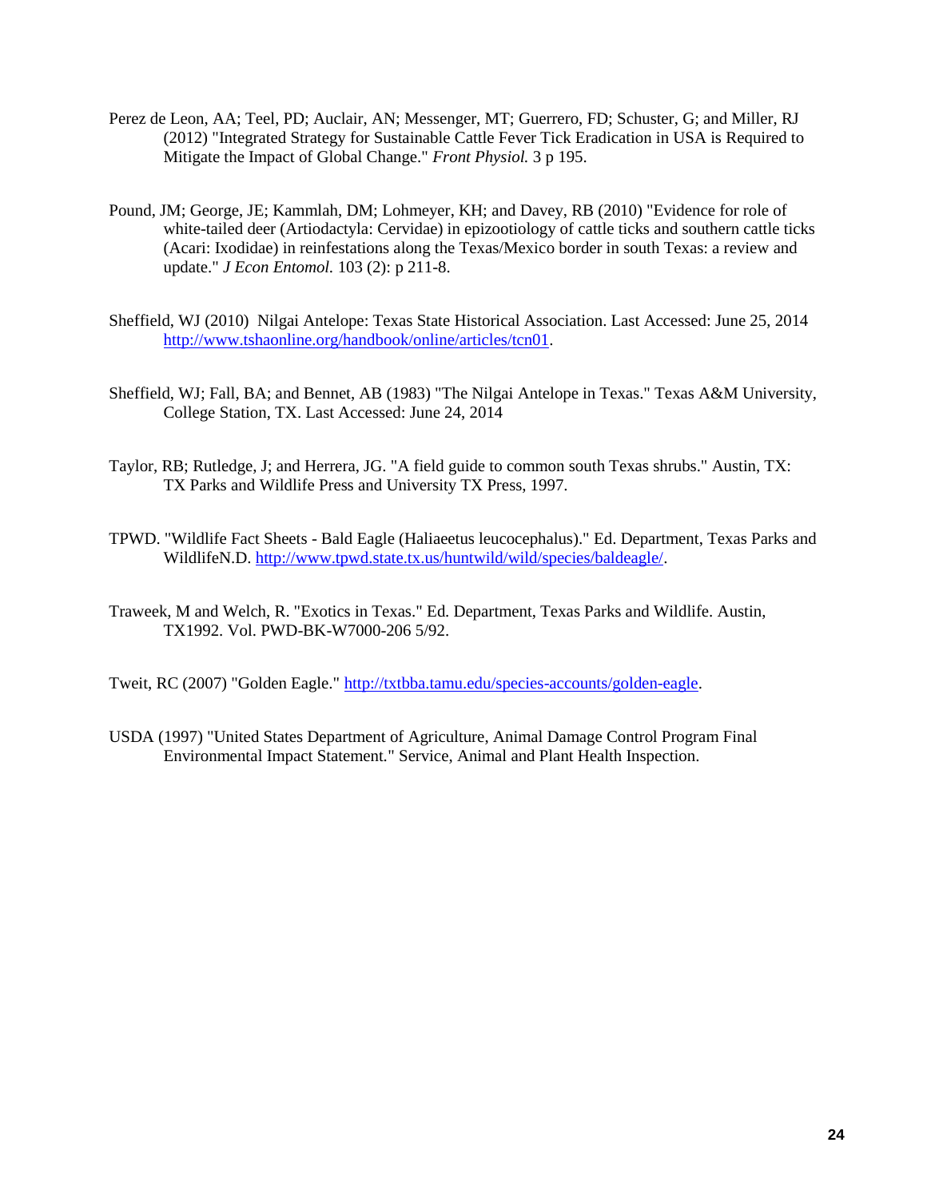Perez de Leon, AA; Teel, PD; Auclair, AN; Messenger, MT; Guerrero, FD; Schuster, G; and Miller, RJ (2012) "Integrated Strategy for Sustainable Cattle Fever Tick Eradication in USA is Required to Mitigate the Impact of Global Change." *Front Physiol.* 3 p 195.

Pound, JM; George, JE; Kammlah, DM; Lohmeyer, KH; and Davey, RB (2010) "Evidence for role of white-tailed deer (Artiodactyla: Cervidae) in epizootiology of cattle ticks and southern cattle ticks (Acari: Ixodidae) in reinfestations along the Texas/Mexico border in south Texas: a review and update." *J Econ Entomol.* 103 (2): p 211-8.

Sheffield, WJ (2010) Nilgai Antelope: Texas State Historical Association. Last Accessed: June 25, 2014 [http://www.tshaonline.org/handbook/online/articles/tcn01](http://www.tshaonline.org/handbook/online/articles/tcn01).

Sheffield, WJ; Fall, BA; and Bennet, AB (1983) "The Nilgai Antelope in Texas." Texas A&M University, College Station, TX. Last Accessed: June 24, 2014

Taylor, RB; Rutledge, J; and Herrera, JG. "A field guide to common south Texas shrubs." Austin, TX: TX Parks and Wildlife Press and University TX Press, 1997.

TPWD. "Wildlife Fact Sheets - Bald Eagle (Haliaeetus leucocephalus)." Ed. Department, Texas Parks and WildlifeN.D. [http://www.tpwd.state.tx.us/huntwild/wild/species/baldeagle/](http://www.tpwd.state.tx.us/huntwild/wild/species/baldeagle/).

Traweek, M and Welch, R. "Exotics in Texas." Ed. Department, Texas Parks and Wildlife. Austin, TX1992. Vol. PWD-BK-W7000-206 5/92.

Tweit, RC (2007) "Golden Eagle." [http://txtbba.tamu.edu/species-accounts/golden-eagle](http://txtbba.tamu.edu/species-accounts/golden-eagle).

USDA (1997) "United States Department of Agriculture, Animal Damage Control Program Final Environmental Impact Statement." Service, Animal and Plant Health Inspection.